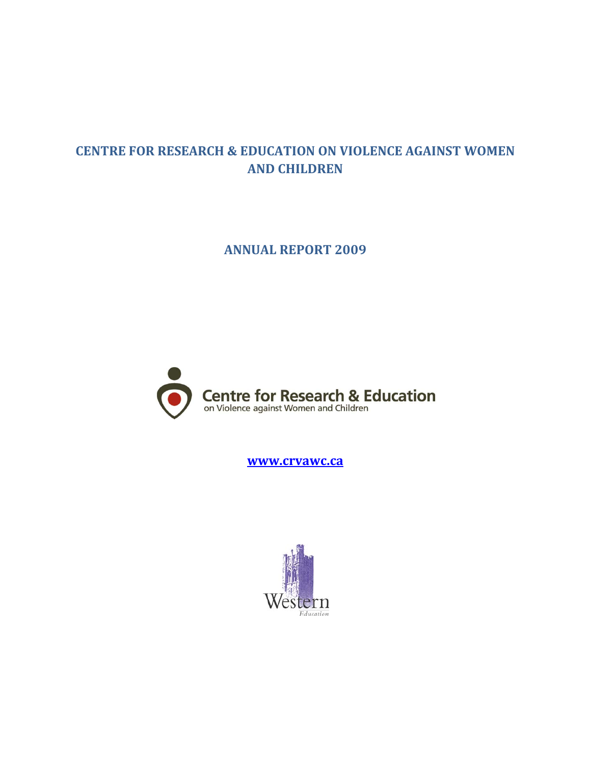# CENTRE FOR RESEARCH & EDUCATION ON VIOLENCE AGAINST WOMEN AND CHILDREN

## ANNUAL REPORT 2009

Centre for Research & Education
on Violence against Women and Children

**[www.crvawc.ca](http://www.crvawc.ca)**

Western
Education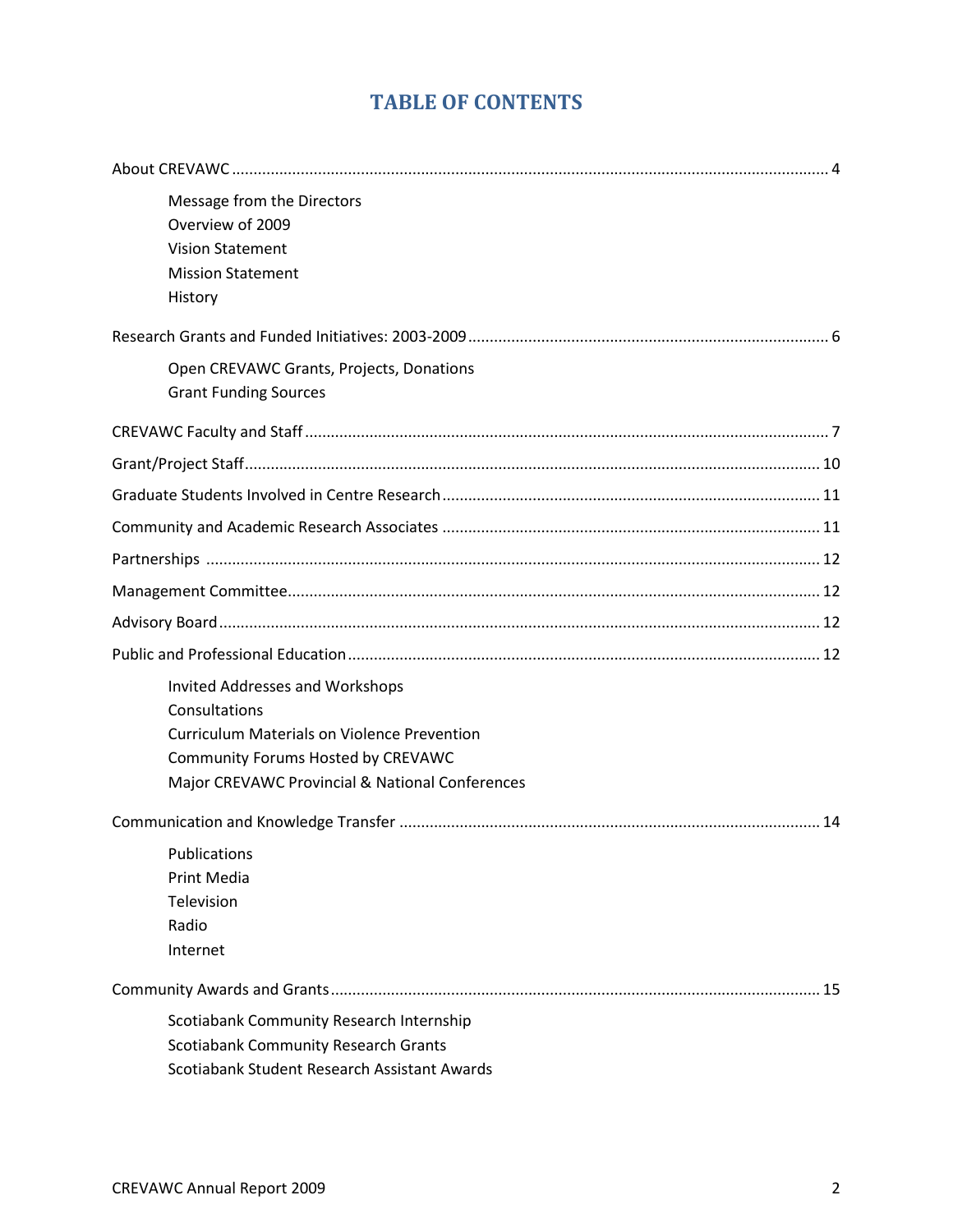# TABLE OF CONTENTS

About CREVAWC ........................................................................ 4

- Message from the Directors
- Overview of 2009
- Vision Statement
- Mission Statement
- History

Research Grants and Funded Initiatives: 2003-2009 ........................................................................ 6

- Open CREVAWC Grants, Projects, Donations
- Grant Funding Sources

CREVAWC Faculty and Staff ........................................................................ 7

Grant/Project Staff ........................................................................ 10

Graduate Students Involved in Centre Research ........................................................................ 11

Community and Academic Research Associates ........................................................................ 11

Partnerships ........................................................................ 12

Management Committee ........................................................................ 12

Advisory Board ........................................................................ 12

Public and Professional Education ........................................................................ 12

- Invited Addresses and Workshops
- Consultations
- Curriculum Materials on Violence Prevention
- Community Forums Hosted by CREVAWC
- Major CREVAWC Provincial & National Conferences

Communication and Knowledge Transfer ........................................................................ 14

- Publications
- Print Media
- Television
- Radio
- Internet

Community Awards and Grants ........................................................................ 15

- Scotiabank Community Research Internship
- Scotiabank Community Research Grants
- Scotiabank Student Research Assistant Awards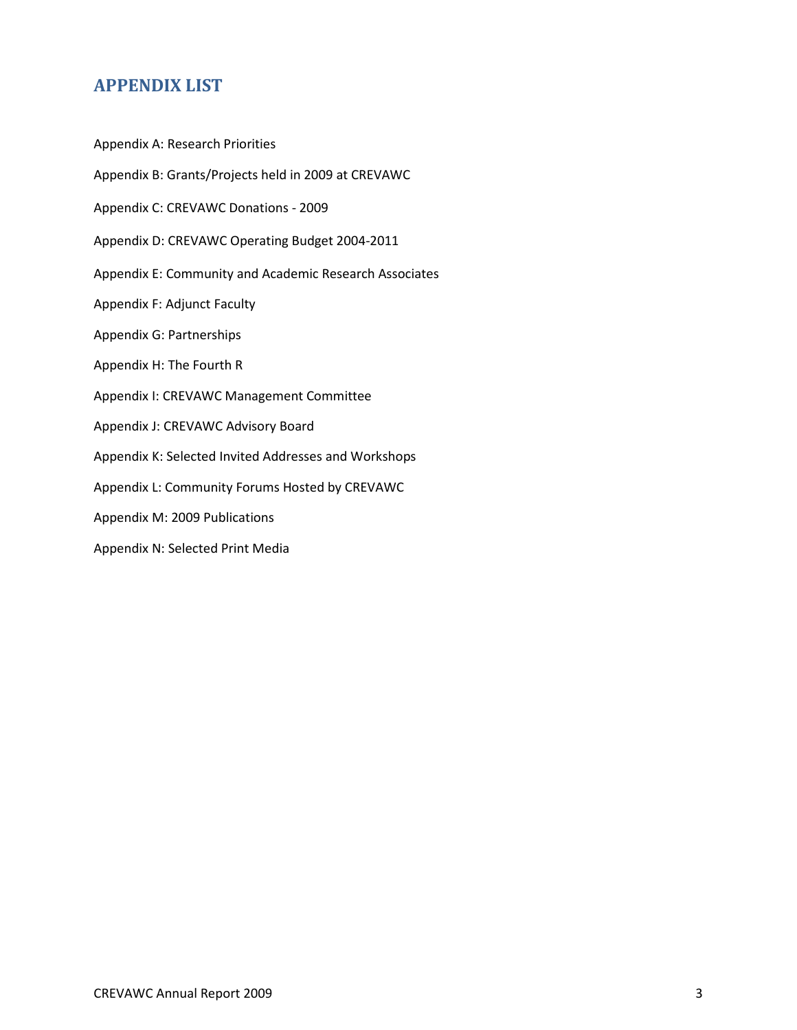# APPENDIX LIST

Appendix A: Research Priorities

Appendix B: Grants/Projects held in 2009 at CREVAWC

Appendix C: CREVAWC Donations - 2009

Appendix D: CREVAWC Operating Budget 2004-2011

Appendix E: Community and Academic Research Associates

Appendix F: Adjunct Faculty

Appendix G: Partnerships

Appendix H: The Fourth R

Appendix I: CREVAWC Management Committee

Appendix J: CREVAWC Advisory Board

Appendix K: Selected Invited Addresses and Workshops

Appendix L: Community Forums Hosted by CREVAWC

Appendix M: 2009 Publications

Appendix N: Selected Print Media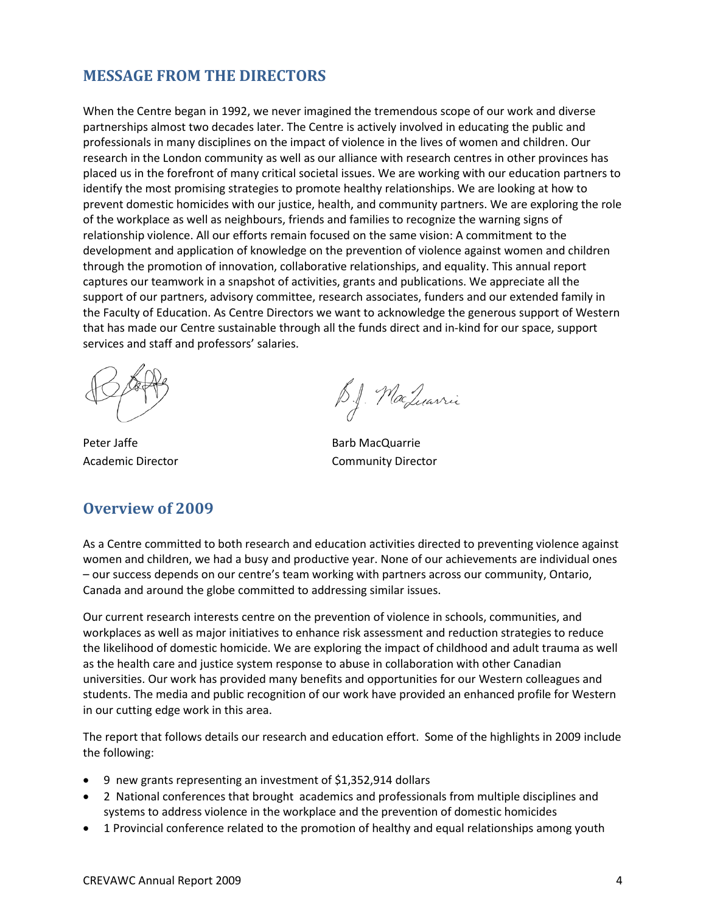## MESSAGE FROM THE DIRECTORS

When the Centre began in 1992, we never imagined the tremendous scope of our work and diverse partnerships almost two decades later. The Centre is actively involved in educating the public and professionals in many disciplines on the impact of violence in the lives of women and children. Our research in the London community as well as our alliance with research centres in other provinces has placed us in the forefront of many critical societal issues. We are working with our education partners to identify the most promising strategies to promote healthy relationships. We are looking at how to prevent domestic homicides with our justice, health, and community partners. We are exploring the role of the workplace as well as neighbours, friends and families to recognize the warning signs of relationship violence. All our efforts remain focused on the same vision: A commitment to the development and application of knowledge on the prevention of violence against women and children through the promotion of innovation, collaborative relationships, and equality. This annual report captures our teamwork in a snapshot of activities, grants and publications. We appreciate all the support of our partners, advisory committee, research associates, funders and our extended family in the Faculty of Education. As Centre Directors we want to acknowledge the generous support of Western that has made our Centre sustainable through all the funds direct and in-kind for our space, support services and staff and professors' salaries.

Peter Jaffe
Academic Director

Barb MacQuarrie
Community Director

## Overview of 2009

As a Centre committed to both research and education activities directed to preventing violence against women and children, we had a busy and productive year. None of our achievements are individual ones – our success depends on our centre's team working with partners across our community, Ontario, Canada and around the globe committed to addressing similar issues.

Our current research interests centre on the prevention of violence in schools, communities, and workplaces as well as major initiatives to enhance risk assessment and reduction strategies to reduce the likelihood of domestic homicide. We are exploring the impact of childhood and adult trauma as well as the health care and justice system response to abuse in collaboration with other Canadian universities. Our work has provided many benefits and opportunities for our Western colleagues and students. The media and public recognition of our work have provided an enhanced profile for Western in our cutting edge work in this area.

The report that follows details our research and education effort. Some of the highlights in 2009 include the following:

- 9 new grants representing an investment of $1,352,914 dollars
- 2 National conferences that brought academics and professionals from multiple disciplines and systems to address violence in the workplace and the prevention of domestic homicides
- 1 Provincial conference related to the promotion of healthy and equal relationships among youth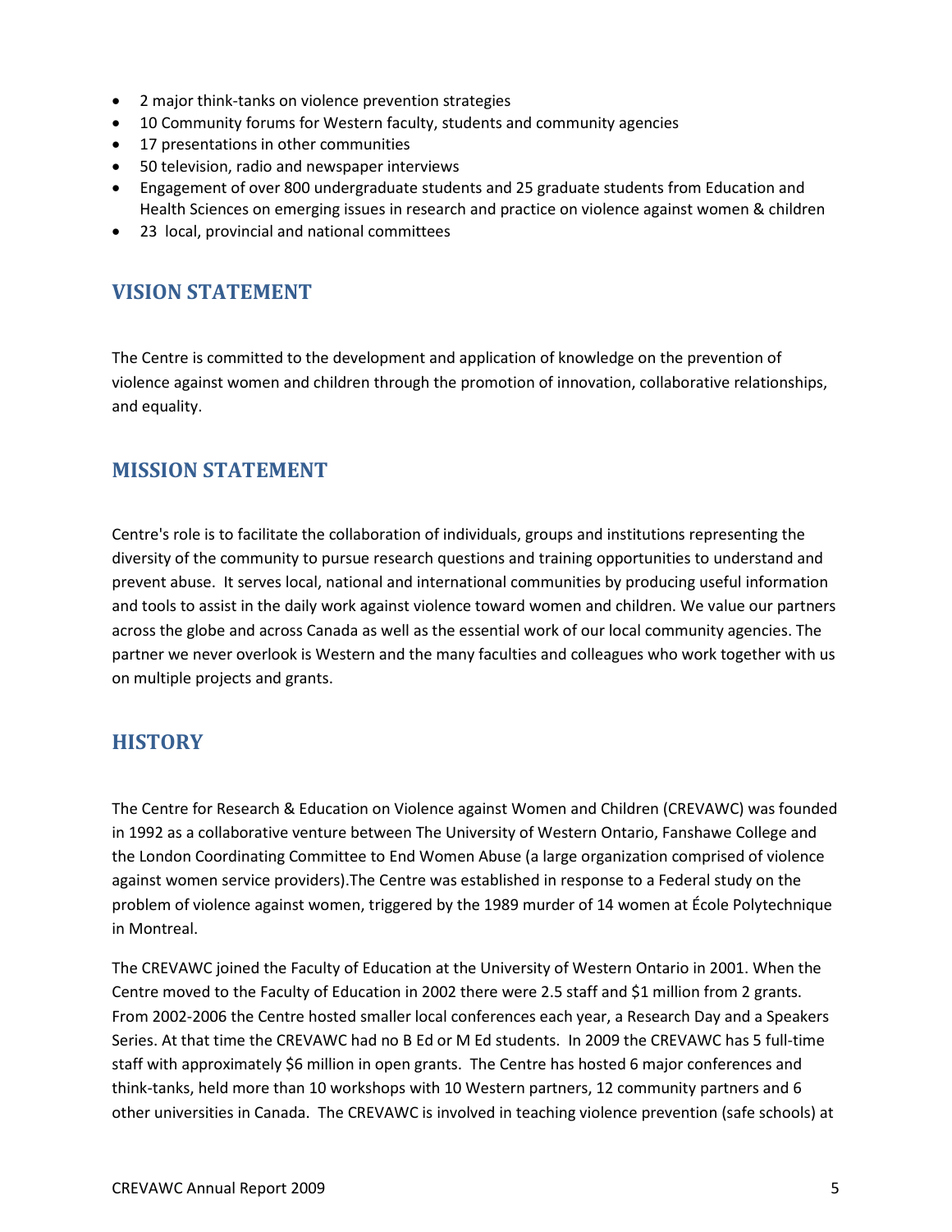- 2 major think-tanks on violence prevention strategies
- 10 Community forums for Western faculty, students and community agencies
- 17 presentations in other communities
- 50 television, radio and newspaper interviews
- Engagement of over 800 undergraduate students and 25 graduate students from Education and Health Sciences on emerging issues in research and practice on violence against women & children
- 23 local, provincial and national committees

## VISION STATEMENT

The Centre is committed to the development and application of knowledge on the prevention of violence against women and children through the promotion of innovation, collaborative relationships, and equality.

## MISSION STATEMENT

Centre's role is to facilitate the collaboration of individuals, groups and institutions representing the diversity of the community to pursue research questions and training opportunities to understand and prevent abuse. It serves local, national and international communities by producing useful information and tools to assist in the daily work against violence toward women and children. We value our partners across the globe and across Canada as well as the essential work of our local community agencies. The partner we never overlook is Western and the many faculties and colleagues who work together with us on multiple projects and grants.

## HISTORY

The Centre for Research & Education on Violence against Women and Children (CREVAWC) was founded in 1992 as a collaborative venture between The University of Western Ontario, Fanshawe College and the London Coordinating Committee to End Women Abuse (a large organization comprised of violence against women service providers).The Centre was established in response to a Federal study on the problem of violence against women, triggered by the 1989 murder of 14 women at École Polytechnique in Montreal.

The CREVAWC joined the Faculty of Education at the University of Western Ontario in 2001. When the Centre moved to the Faculty of Education in 2002 there were 2.5 staff and $1 million from 2 grants. From 2002-2006 the Centre hosted smaller local conferences each year, a Research Day and a Speakers Series. At that time the CREVAWC had no B Ed or M Ed students. In 2009 the CREVAWC has 5 full-time staff with approximately $6 million in open grants. The Centre has hosted 6 major conferences and think-tanks, held more than 10 workshops with 10 Western partners, 12 community partners and 6 other universities in Canada. The CREVAWC is involved in teaching violence prevention (safe schools) at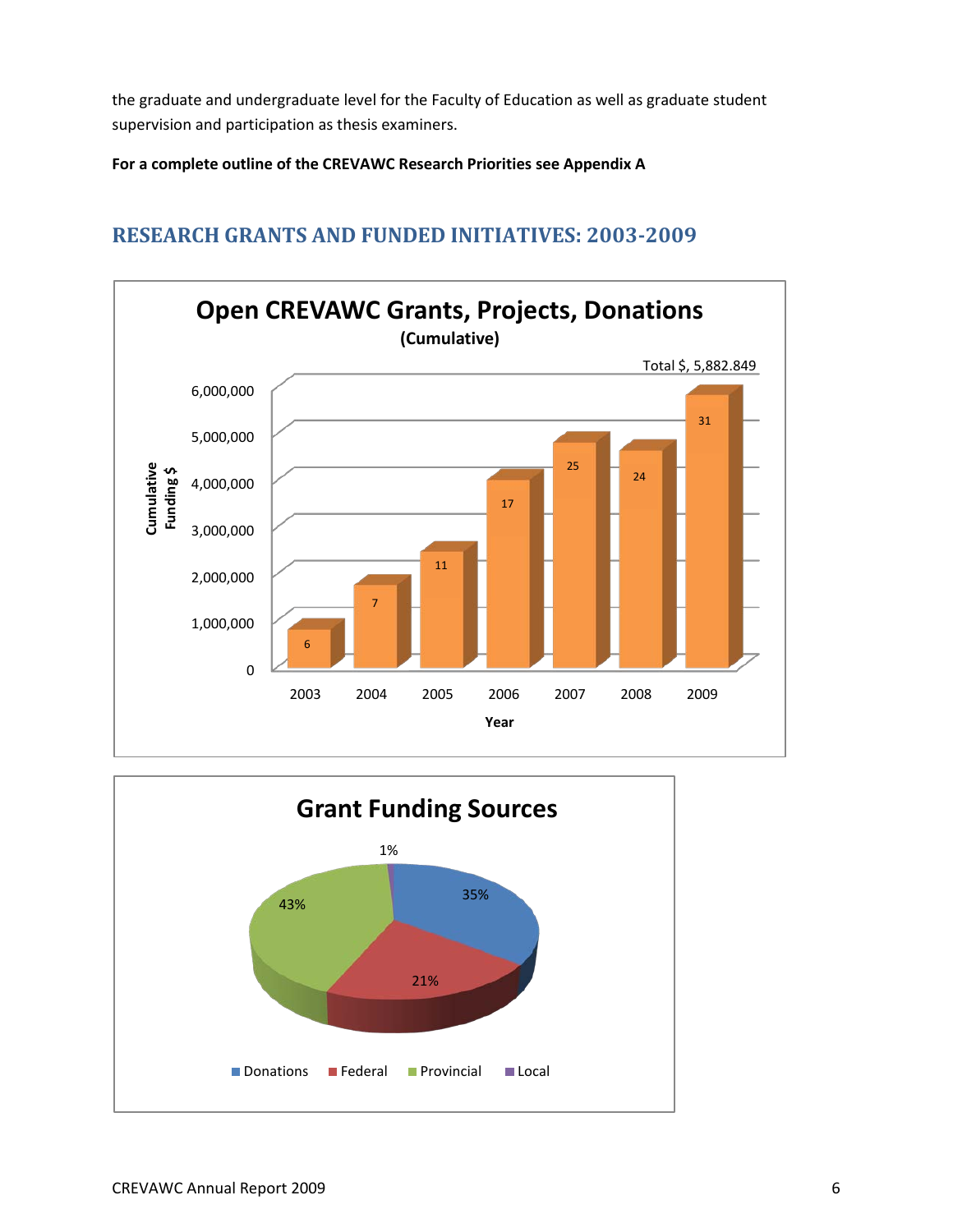the graduate and undergraduate level for the Faculty of Education as well as graduate student supervision and participation as thesis examiners.

**For a complete outline of the CREVAWC Research Priorities see Appendix A**

## RESEARCH GRANTS AND FUNDED INITIATIVES: 2003-2009

**Open CREVAWC Grants, Projects, Donations**
**(Cumulative)**

Total $, 5,882.849

| Year | Number | Cumulative Funding $ (approx.) |
|---|---|---|
| 2003 | 6 | ~800,000 |
| 2004 | 7 | ~1,750,000 |
| 2005 | 11 | ~2,450,000 |
| 2006 | 17 | ~4,000,000 |
| 2007 | 25 | ~4,800,000 |
| 2008 | 24 | ~4,600,000 |
| 2009 | 31 | 5,882,849 |

**Grant Funding Sources**

| Source | Percentage |
|---|---|
| Donations | 35% |
| Federal | 21% |
| Provincial | 43% |
| Local | 1% |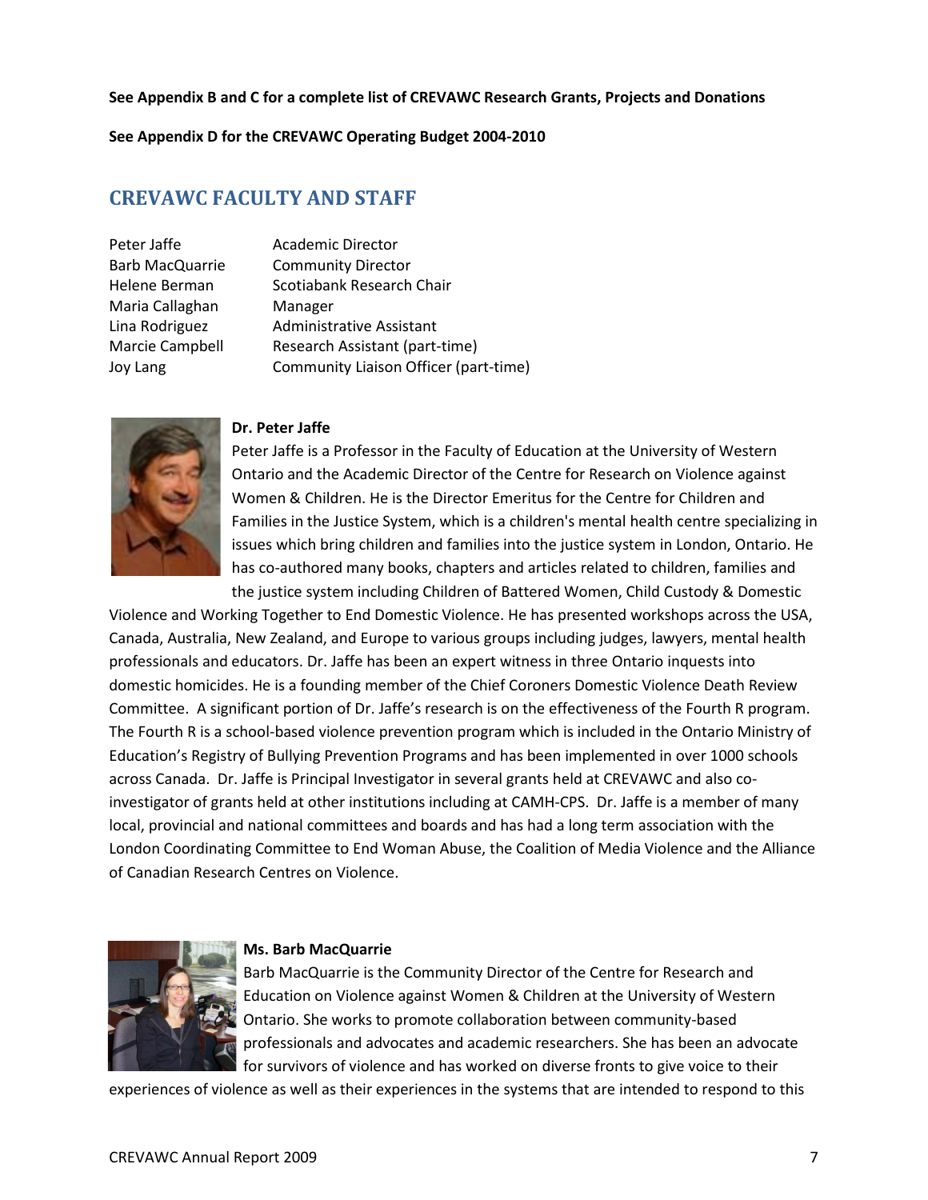**See Appendix B and C for a complete list of CREVAWC Research Grants, Projects and Donations**

**See Appendix D for the CREVAWC Operating Budget 2004-2010**

## CREVAWC FACULTY AND STAFF

| | |
|---|---|
| Peter Jaffe | Academic Director |
| Barb MacQuarrie | Community Director |
| Helene Berman | Scotiabank Research Chair |
| Maria Callaghan | Manager |
| Lina Rodriguez | Administrative Assistant |
| Marcie Campbell | Research Assistant (part-time) |
| Joy Lang | Community Liaison Officer (part-time) |

**Dr. Peter Jaffe**

Peter Jaffe is a Professor in the Faculty of Education at the University of Western Ontario and the Academic Director of the Centre for Research on Violence against Women & Children. He is the Director Emeritus for the Centre for Children and Families in the Justice System, which is a children's mental health centre specializing in issues which bring children and families into the justice system in London, Ontario. He has co-authored many books, chapters and articles related to children, families and the justice system including Children of Battered Women, Child Custody & Domestic Violence and Working Together to End Domestic Violence. He has presented workshops across the USA, Canada, Australia, New Zealand, and Europe to various groups including judges, lawyers, mental health professionals and educators. Dr. Jaffe has been an expert witness in three Ontario inquests into domestic homicides. He is a founding member of the Chief Coroners Domestic Violence Death Review Committee. A significant portion of Dr. Jaffe's research is on the effectiveness of the Fourth R program. The Fourth R is a school-based violence prevention program which is included in the Ontario Ministry of Education's Registry of Bullying Prevention Programs and has been implemented in over 1000 schools across Canada. Dr. Jaffe is Principal Investigator in several grants held at CREVAWC and also co-investigator of grants held at other institutions including at CAMH-CPS. Dr. Jaffe is a member of many local, provincial and national committees and boards and has had a long term association with the London Coordinating Committee to End Woman Abuse, the Coalition of Media Violence and the Alliance of Canadian Research Centres on Violence.

**Ms. Barb MacQuarrie**

Barb MacQuarrie is the Community Director of the Centre for Research and Education on Violence against Women & Children at the University of Western Ontario. She works to promote collaboration between community-based professionals and advocates and academic researchers. She has been an advocate for survivors of violence and has worked on diverse fronts to give voice to their experiences of violence as well as their experiences in the systems that are intended to respond to this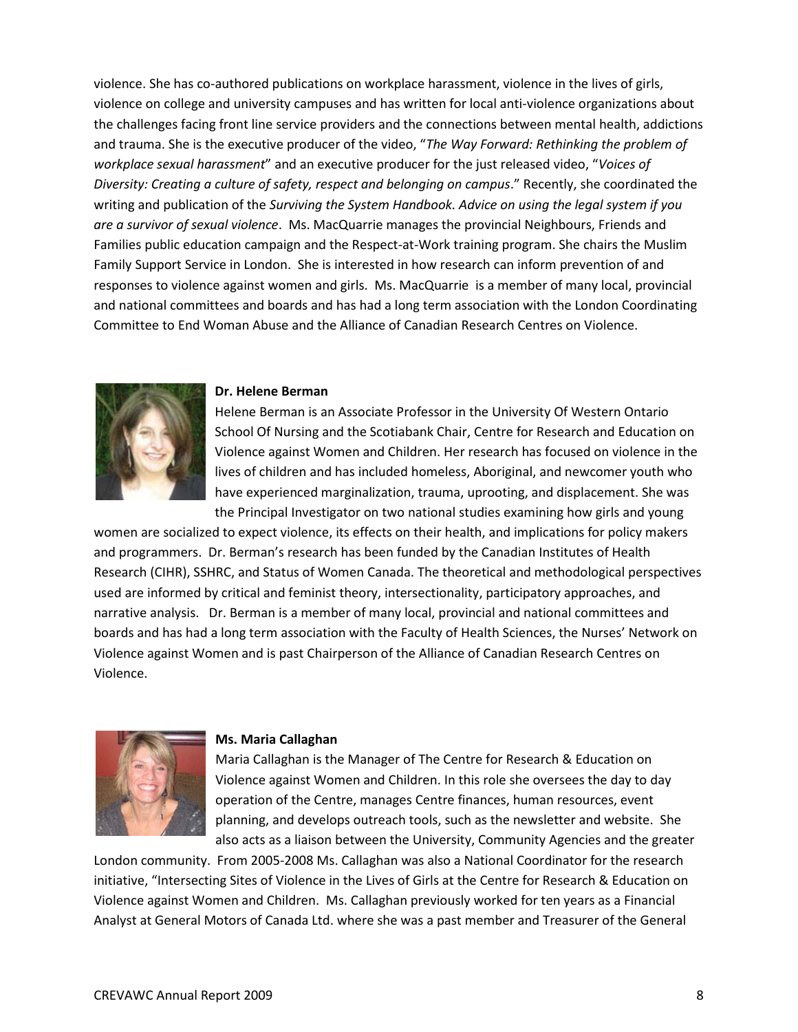violence. She has co-authored publications on workplace harassment, violence in the lives of girls, violence on college and university campuses and has written for local anti-violence organizations about the challenges facing front line service providers and the connections between mental health, addictions and trauma. She is the executive producer of the video, "*The Way Forward: Rethinking the problem of workplace sexual harassment*" and an executive producer for the just released video, "*Voices of Diversity: Creating a culture of safety, respect and belonging on campus*." Recently, she coordinated the writing and publication of the *Surviving the System Handbook. Advice on using the legal system if you are a survivor of sexual violence*. Ms. MacQuarrie manages the provincial Neighbours, Friends and Families public education campaign and the Respect-at-Work training program. She chairs the Muslim Family Support Service in London. She is interested in how research can inform prevention of and responses to violence against women and girls. Ms. MacQuarrie is a member of many local, provincial and national committees and boards and has had a long term association with the London Coordinating Committee to End Woman Abuse and the Alliance of Canadian Research Centres on Violence.

**Dr. Helene Berman**

Helene Berman is an Associate Professor in the University Of Western Ontario School Of Nursing and the Scotiabank Chair, Centre for Research and Education on Violence against Women and Children. Her research has focused on violence in the lives of children and has included homeless, Aboriginal, and newcomer youth who have experienced marginalization, trauma, uprooting, and displacement. She was the Principal Investigator on two national studies examining how girls and young women are socialized to expect violence, its effects on their health, and implications for policy makers and programmers. Dr. Berman's research has been funded by the Canadian Institutes of Health Research (CIHR), SSHRC, and Status of Women Canada. The theoretical and methodological perspectives used are informed by critical and feminist theory, intersectionality, participatory approaches, and narrative analysis. Dr. Berman is a member of many local, provincial and national committees and boards and has had a long term association with the Faculty of Health Sciences, the Nurses' Network on Violence against Women and is past Chairperson of the Alliance of Canadian Research Centres on Violence.

**Ms. Maria Callaghan**

Maria Callaghan is the Manager of The Centre for Research & Education on Violence against Women and Children. In this role she oversees the day to day operation of the Centre, manages Centre finances, human resources, event planning, and develops outreach tools, such as the newsletter and website. She also acts as a liaison between the University, Community Agencies and the greater London community. From 2005-2008 Ms. Callaghan was also a National Coordinator for the research initiative, "Intersecting Sites of Violence in the Lives of Girls at the Centre for Research & Education on Violence against Women and Children. Ms. Callaghan previously worked for ten years as a Financial Analyst at General Motors of Canada Ltd. where she was a past member and Treasurer of the General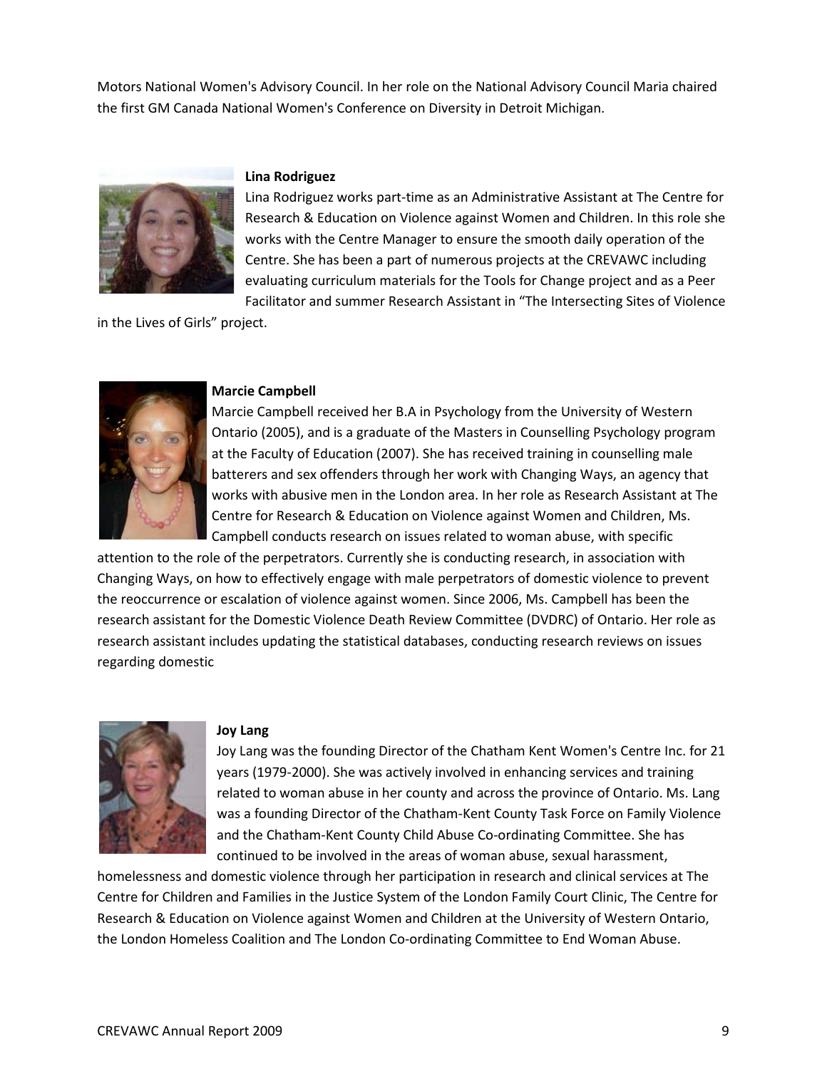Motors National Women's Advisory Council. In her role on the National Advisory Council Maria chaired the first GM Canada National Women's Conference on Diversity in Detroit Michigan.

**Lina Rodriguez**

Lina Rodriguez works part-time as an Administrative Assistant at The Centre for Research & Education on Violence against Women and Children. In this role she works with the Centre Manager to ensure the smooth daily operation of the Centre. She has been a part of numerous projects at the CREVAWC including evaluating curriculum materials for the Tools for Change project and as a Peer Facilitator and summer Research Assistant in "The Intersecting Sites of Violence in the Lives of Girls" project.

**Marcie Campbell**

Marcie Campbell received her B.A in Psychology from the University of Western Ontario (2005), and is a graduate of the Masters in Counselling Psychology program at the Faculty of Education (2007). She has received training in counselling male batterers and sex offenders through her work with Changing Ways, an agency that works with abusive men in the London area. In her role as Research Assistant at The Centre for Research & Education on Violence against Women and Children, Ms. Campbell conducts research on issues related to woman abuse, with specific attention to the role of the perpetrators. Currently she is conducting research, in association with Changing Ways, on how to effectively engage with male perpetrators of domestic violence to prevent the reoccurrence or escalation of violence against women. Since 2006, Ms. Campbell has been the research assistant for the Domestic Violence Death Review Committee (DVDRC) of Ontario. Her role as research assistant includes updating the statistical databases, conducting research reviews on issues regarding domestic

**Joy Lang**

Joy Lang was the founding Director of the Chatham Kent Women's Centre Inc. for 21 years (1979-2000). She was actively involved in enhancing services and training related to woman abuse in her county and across the province of Ontario. Ms. Lang was a founding Director of the Chatham-Kent County Task Force on Family Violence and the Chatham-Kent County Child Abuse Co-ordinating Committee. She has continued to be involved in the areas of woman abuse, sexual harassment, homelessness and domestic violence through her participation in research and clinical services at The Centre for Children and Families in the Justice System of the London Family Court Clinic, The Centre for Research & Education on Violence against Women and Children at the University of Western Ontario, the London Homeless Coalition and The London Co-ordinating Committee to End Woman Abuse.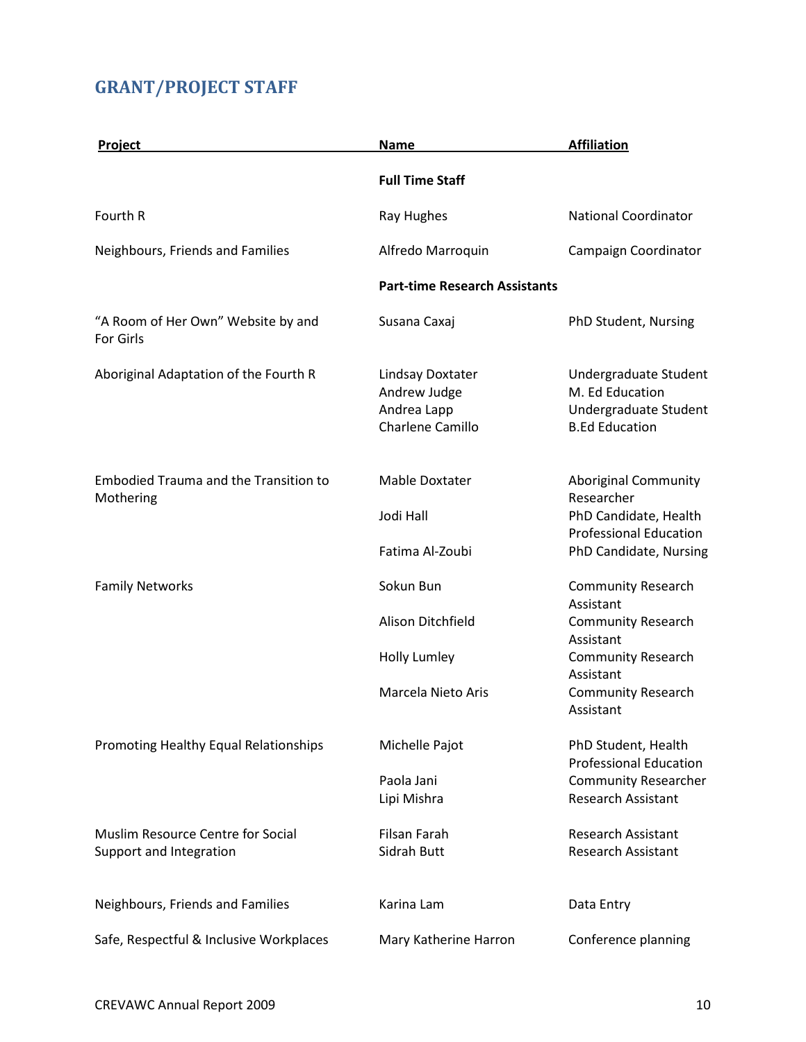## GRANT/PROJECT STAFF

| Project | Name | Affiliation |
|---|---|---|
| | **Full Time Staff** | |
| Fourth R | Ray Hughes | National Coordinator |
| Neighbours, Friends and Families | Alfredo Marroquin | Campaign Coordinator |
| | **Part-time Research Assistants** | |
| "A Room of Her Own" Website by and For Girls | Susana Caxaj | PhD Student, Nursing |
| Aboriginal Adaptation of the Fourth R | Lindsay Doxtater | Undergraduate Student |
| | Andrew Judge | M. Ed Education |
| | Andrea Lapp | Undergraduate Student |
| | Charlene Camillo | B.Ed Education |
| Embodied Trauma and the Transition to Mothering | Mable Doxtater | Aboriginal Community Researcher |
| | Jodi Hall | PhD Candidate, Health Professional Education |
| | Fatima Al-Zoubi | PhD Candidate, Nursing |
| Family Networks | Sokun Bun | Community Research Assistant |
| | Alison Ditchfield | Community Research Assistant |
| | Holly Lumley | Community Research Assistant |
| | Marcela Nieto Aris | Community Research Assistant |
| Promoting Healthy Equal Relationships | Michelle Pajot | PhD Student, Health Professional Education |
| | Paola Jani | Community Researcher |
| | Lipi Mishra | Research Assistant |
| Muslim Resource Centre for Social Support and Integration | Filsan Farah | Research Assistant |
| | Sidrah Butt | Research Assistant |
| Neighbours, Friends and Families | Karina Lam | Data Entry |
| Safe, Respectful & Inclusive Workplaces | Mary Katherine Harron | Conference planning |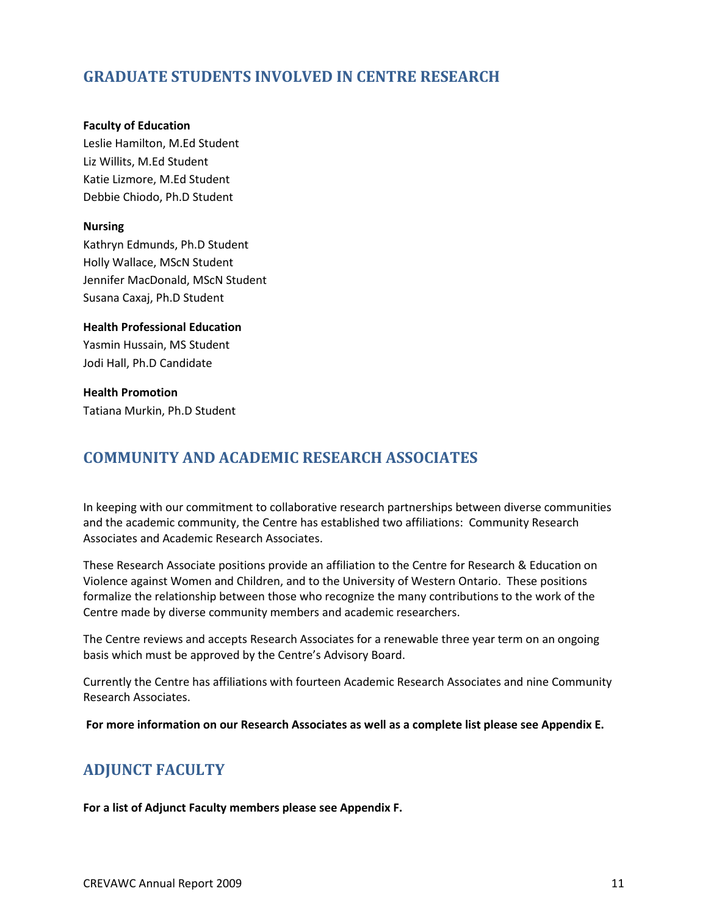## GRADUATE STUDENTS INVOLVED IN CENTRE RESEARCH

**Faculty of Education**
Leslie Hamilton, M.Ed Student
Liz Willits, M.Ed Student
Katie Lizmore, M.Ed Student
Debbie Chiodo, Ph.D Student

**Nursing**
Kathryn Edmunds, Ph.D Student
Holly Wallace, MScN Student
Jennifer MacDonald, MScN Student
Susana Caxaj, Ph.D Student

**Health Professional Education**
Yasmin Hussain, MS Student
Jodi Hall, Ph.D Candidate

**Health Promotion**
Tatiana Murkin, Ph.D Student

## COMMUNITY AND ACADEMIC RESEARCH ASSOCIATES

In keeping with our commitment to collaborative research partnerships between diverse communities and the academic community, the Centre has established two affiliations: Community Research Associates and Academic Research Associates.

These Research Associate positions provide an affiliation to the Centre for Research & Education on Violence against Women and Children, and to the University of Western Ontario. These positions formalize the relationship between those who recognize the many contributions to the work of the Centre made by diverse community members and academic researchers.

The Centre reviews and accepts Research Associates for a renewable three year term on an ongoing basis which must be approved by the Centre's Advisory Board.

Currently the Centre has affiliations with fourteen Academic Research Associates and nine Community Research Associates.

**For more information on our Research Associates as well as a complete list please see Appendix E.**

## ADJUNCT FACULTY

**For a list of Adjunct Faculty members please see Appendix F.**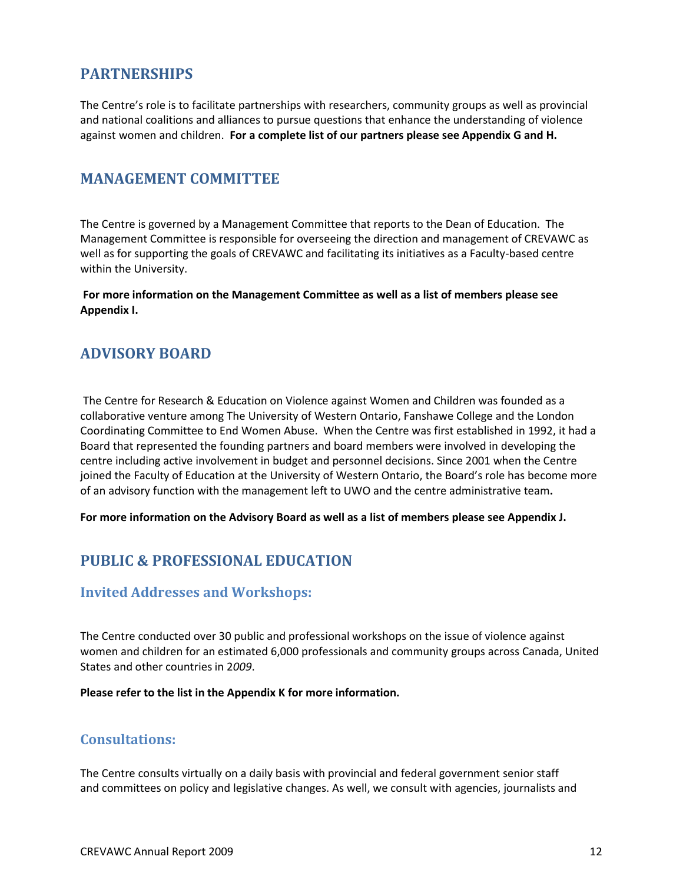## PARTNERSHIPS

The Centre's role is to facilitate partnerships with researchers, community groups as well as provincial and national coalitions and alliances to pursue questions that enhance the understanding of violence against women and children. **For a complete list of our partners please see Appendix G and H.**

## MANAGEMENT COMMITTEE

The Centre is governed by a Management Committee that reports to the Dean of Education. The Management Committee is responsible for overseeing the direction and management of CREVAWC as well as for supporting the goals of CREVAWC and facilitating its initiatives as a Faculty-based centre within the University.

**For more information on the Management Committee as well as a list of members please see Appendix I.**

## ADVISORY BOARD

The Centre for Research & Education on Violence against Women and Children was founded as a collaborative venture among The University of Western Ontario, Fanshawe College and the London Coordinating Committee to End Women Abuse. When the Centre was first established in 1992, it had a Board that represented the founding partners and board members were involved in developing the centre including active involvement in budget and personnel decisions. Since 2001 when the Centre joined the Faculty of Education at the University of Western Ontario, the Board's role has become more of an advisory function with the management left to UWO and the centre administrative team.

**For more information on the Advisory Board as well as a list of members please see Appendix J.**

## PUBLIC & PROFESSIONAL EDUCATION

### Invited Addresses and Workshops:

The Centre conducted over 30 public and professional workshops on the issue of violence against women and children for an estimated 6,000 professionals and community groups across Canada, United States and other countries in 2*009*.

**Please refer to the list in the Appendix K for more information.**

### Consultations:

The Centre consults virtually on a daily basis with provincial and federal government senior staff and committees on policy and legislative changes. As well, we consult with agencies, journalists and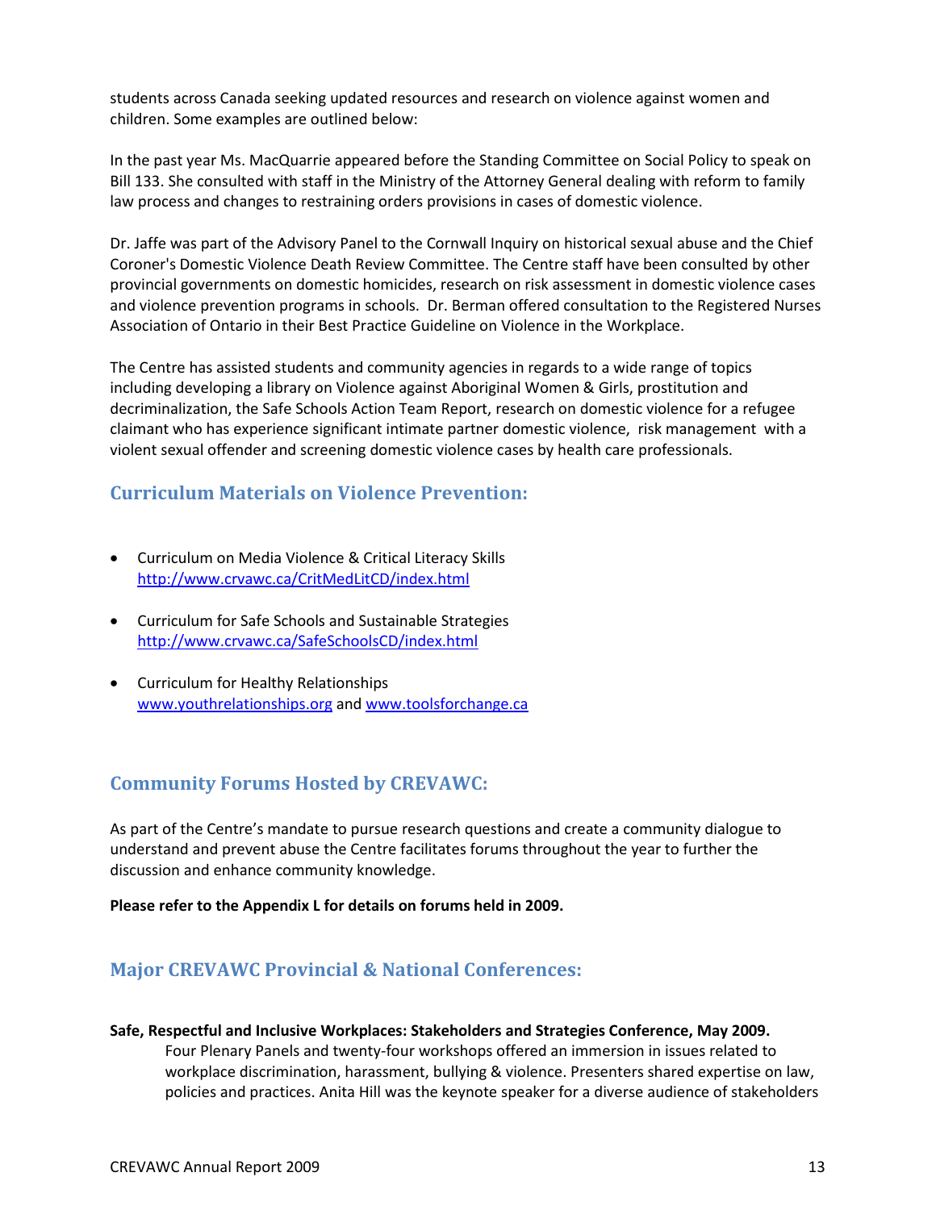students across Canada seeking updated resources and research on violence against women and children. Some examples are outlined below:

In the past year Ms. MacQuarrie appeared before the Standing Committee on Social Policy to speak on Bill 133. She consulted with staff in the Ministry of the Attorney General dealing with reform to family law process and changes to restraining orders provisions in cases of domestic violence.

Dr. Jaffe was part of the Advisory Panel to the Cornwall Inquiry on historical sexual abuse and the Chief Coroner's Domestic Violence Death Review Committee. The Centre staff have been consulted by other provincial governments on domestic homicides, research on risk assessment in domestic violence cases and violence prevention programs in schools. Dr. Berman offered consultation to the Registered Nurses Association of Ontario in their Best Practice Guideline on Violence in the Workplace.

The Centre has assisted students and community agencies in regards to a wide range of topics including developing a library on Violence against Aboriginal Women & Girls, prostitution and decriminalization, the Safe Schools Action Team Report, research on domestic violence for a refugee claimant who has experience significant intimate partner domestic violence, risk management with a violent sexual offender and screening domestic violence cases by health care professionals.

## Curriculum Materials on Violence Prevention:

- Curriculum on Media Violence & Critical Literacy Skills
  http://www.crvawc.ca/CritMedLitCD/index.html
- Curriculum for Safe Schools and Sustainable Strategies
  http://www.crvawc.ca/SafeSchoolsCD/index.html
- Curriculum for Healthy Relationships
  www.youthrelationships.org and www.toolsforchange.ca

## Community Forums Hosted by CREVAWC:

As part of the Centre's mandate to pursue research questions and create a community dialogue to understand and prevent abuse the Centre facilitates forums throughout the year to further the discussion and enhance community knowledge.

**Please refer to the Appendix L for details on forums held in 2009.**

## Major CREVAWC Provincial & National Conferences:

**Safe, Respectful and Inclusive Workplaces: Stakeholders and Strategies Conference, May 2009.**
Four Plenary Panels and twenty-four workshops offered an immersion in issues related to workplace discrimination, harassment, bullying & violence. Presenters shared expertise on law, policies and practices. Anita Hill was the keynote speaker for a diverse audience of stakeholders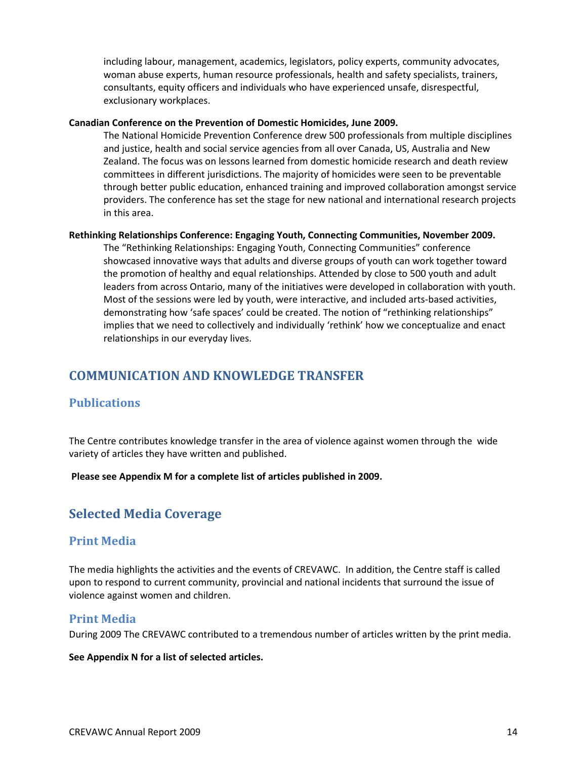including labour, management, academics, legislators, policy experts, community advocates, woman abuse experts, human resource professionals, health and safety specialists, trainers, consultants, equity officers and individuals who have experienced unsafe, disrespectful, exclusionary workplaces.

**Canadian Conference on the Prevention of Domestic Homicides, June 2009.**

The National Homicide Prevention Conference drew 500 professionals from multiple disciplines and justice, health and social service agencies from all over Canada, US, Australia and New Zealand. The focus was on lessons learned from domestic homicide research and death review committees in different jurisdictions. The majority of homicides were seen to be preventable through better public education, enhanced training and improved collaboration amongst service providers. The conference has set the stage for new national and international research projects in this area.

**Rethinking Relationships Conference: Engaging Youth, Connecting Communities, November 2009.**

The "Rethinking Relationships: Engaging Youth, Connecting Communities" conference showcased innovative ways that adults and diverse groups of youth can work together toward the promotion of healthy and equal relationships. Attended by close to 500 youth and adult leaders from across Ontario, many of the initiatives were developed in collaboration with youth. Most of the sessions were led by youth, were interactive, and included arts-based activities, demonstrating how 'safe spaces' could be created. The notion of "rethinking relationships" implies that we need to collectively and individually 'rethink' how we conceptualize and enact relationships in our everyday lives.

# COMMUNICATION AND KNOWLEDGE TRANSFER

## Publications

The Centre contributes knowledge transfer in the area of violence against women through the wide variety of articles they have written and published.

**Please see Appendix M for a complete list of articles published in 2009.**

# Selected Media Coverage

## Print Media

The media highlights the activities and the events of CREVAWC. In addition, the Centre staff is called upon to respond to current community, provincial and national incidents that surround the issue of violence against women and children.

## Print Media

During 2009 The CREVAWC contributed to a tremendous number of articles written by the print media.

**See Appendix N for a list of selected articles.**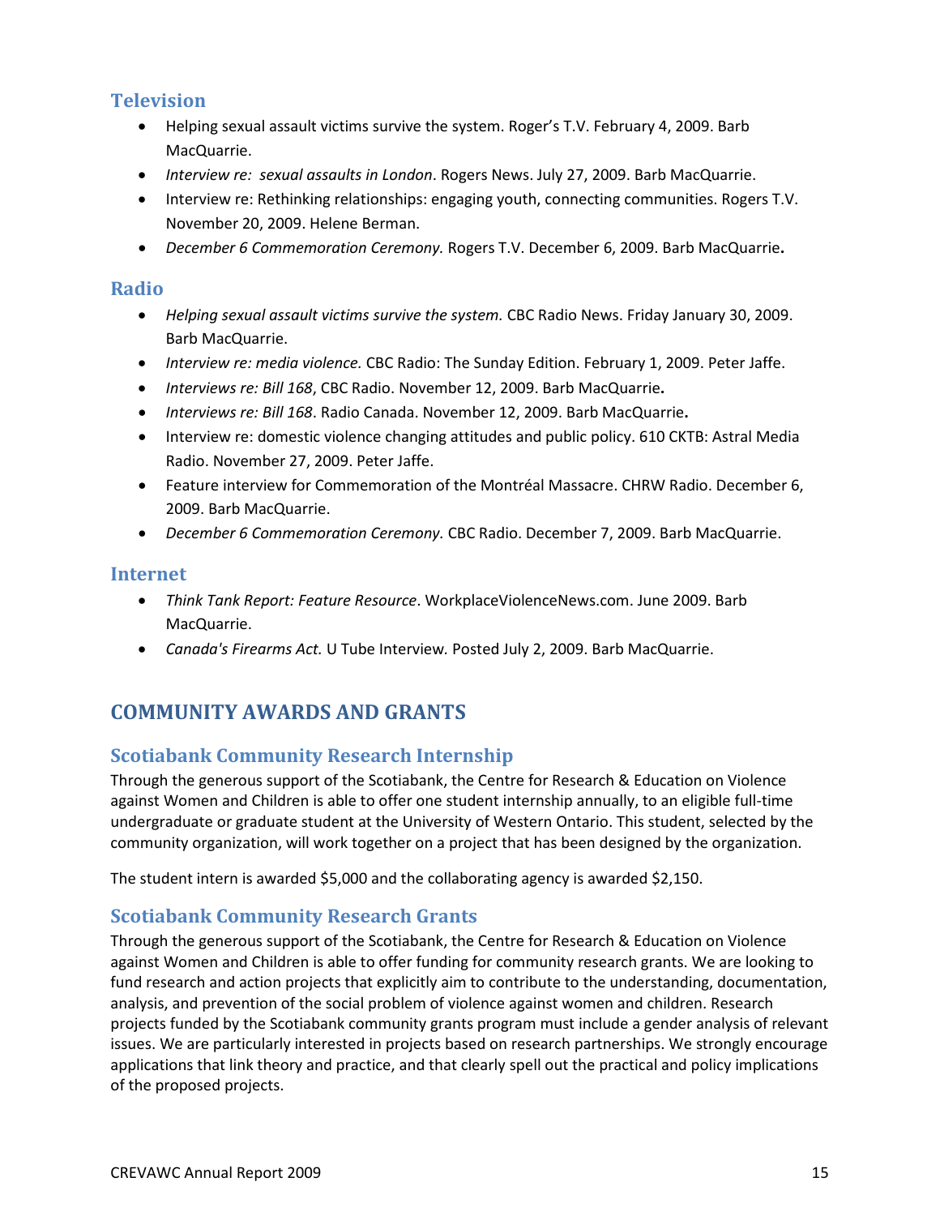### Television

- Helping sexual assault victims survive the system. Roger's T.V. February 4, 2009. Barb MacQuarrie.
- *Interview re: sexual assaults in London*. Rogers News. July 27, 2009. Barb MacQuarrie.
- Interview re: Rethinking relationships: engaging youth, connecting communities. Rogers T.V. November 20, 2009. Helene Berman.
- *December 6 Commemoration Ceremony.* Rogers T.V. December 6, 2009. Barb MacQuarrie**.**

### Radio

- *Helping sexual assault victims survive the system.* CBC Radio News. Friday January 30, 2009. Barb MacQuarrie.
- *Interview re: media violence.* CBC Radio: The Sunday Edition. February 1, 2009. Peter Jaffe.
- *Interviews re: Bill 168*, CBC Radio. November 12, 2009. Barb MacQuarrie**.**
- *Interviews re: Bill 168*. Radio Canada. November 12, 2009. Barb MacQuarrie**.**
- Interview re: domestic violence changing attitudes and public policy. 610 CKTB: Astral Media Radio. November 27, 2009. Peter Jaffe.
- Feature interview for Commemoration of the Montréal Massacre. CHRW Radio. December 6, 2009. Barb MacQuarrie.
- *December 6 Commemoration Ceremony.* CBC Radio. December 7, 2009. Barb MacQuarrie.

### Internet

- *Think Tank Report: Feature Resource*. WorkplaceViolenceNews.com. June 2009. Barb MacQuarrie.
- *Canada's Firearms Act.* U Tube Interview*.* Posted July 2, 2009. Barb MacQuarrie.

## COMMUNITY AWARDS AND GRANTS

### Scotiabank Community Research Internship

Through the generous support of the Scotiabank, the Centre for Research & Education on Violence against Women and Children is able to offer one student internship annually, to an eligible full-time undergraduate or graduate student at the University of Western Ontario. This student, selected by the community organization, will work together on a project that has been designed by the organization.

The student intern is awarded $5,000 and the collaborating agency is awarded $2,150.

### Scotiabank Community Research Grants

Through the generous support of the Scotiabank, the Centre for Research & Education on Violence against Women and Children is able to offer funding for community research grants. We are looking to fund research and action projects that explicitly aim to contribute to the understanding, documentation, analysis, and prevention of the social problem of violence against women and children. Research projects funded by the Scotiabank community grants program must include a gender analysis of relevant issues. We are particularly interested in projects based on research partnerships. We strongly encourage applications that link theory and practice, and that clearly spell out the practical and policy implications of the proposed projects.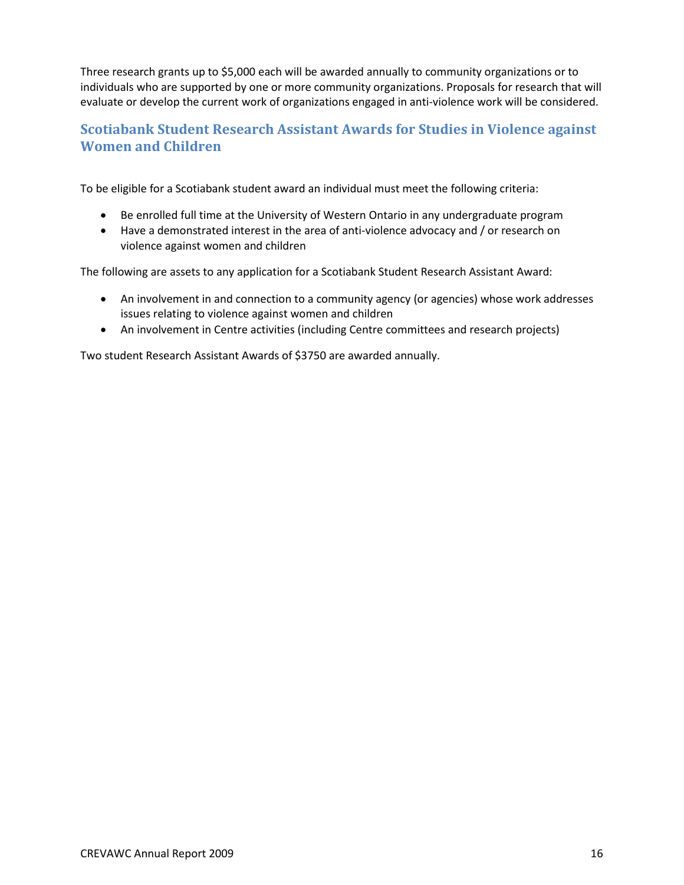Three research grants up to $5,000 each will be awarded annually to community organizations or to individuals who are supported by one or more community organizations. Proposals for research that will evaluate or develop the current work of organizations engaged in anti-violence work will be considered.

## Scotiabank Student Research Assistant Awards for Studies in Violence against Women and Children

To be eligible for a Scotiabank student award an individual must meet the following criteria:

- Be enrolled full time at the University of Western Ontario in any undergraduate program
- Have a demonstrated interest in the area of anti-violence advocacy and / or research on violence against women and children

The following are assets to any application for a Scotiabank Student Research Assistant Award:

- An involvement in and connection to a community agency (or agencies) whose work addresses issues relating to violence against women and children
- An involvement in Centre activities (including Centre committees and research projects)

Two student Research Assistant Awards of $3750 are awarded annually.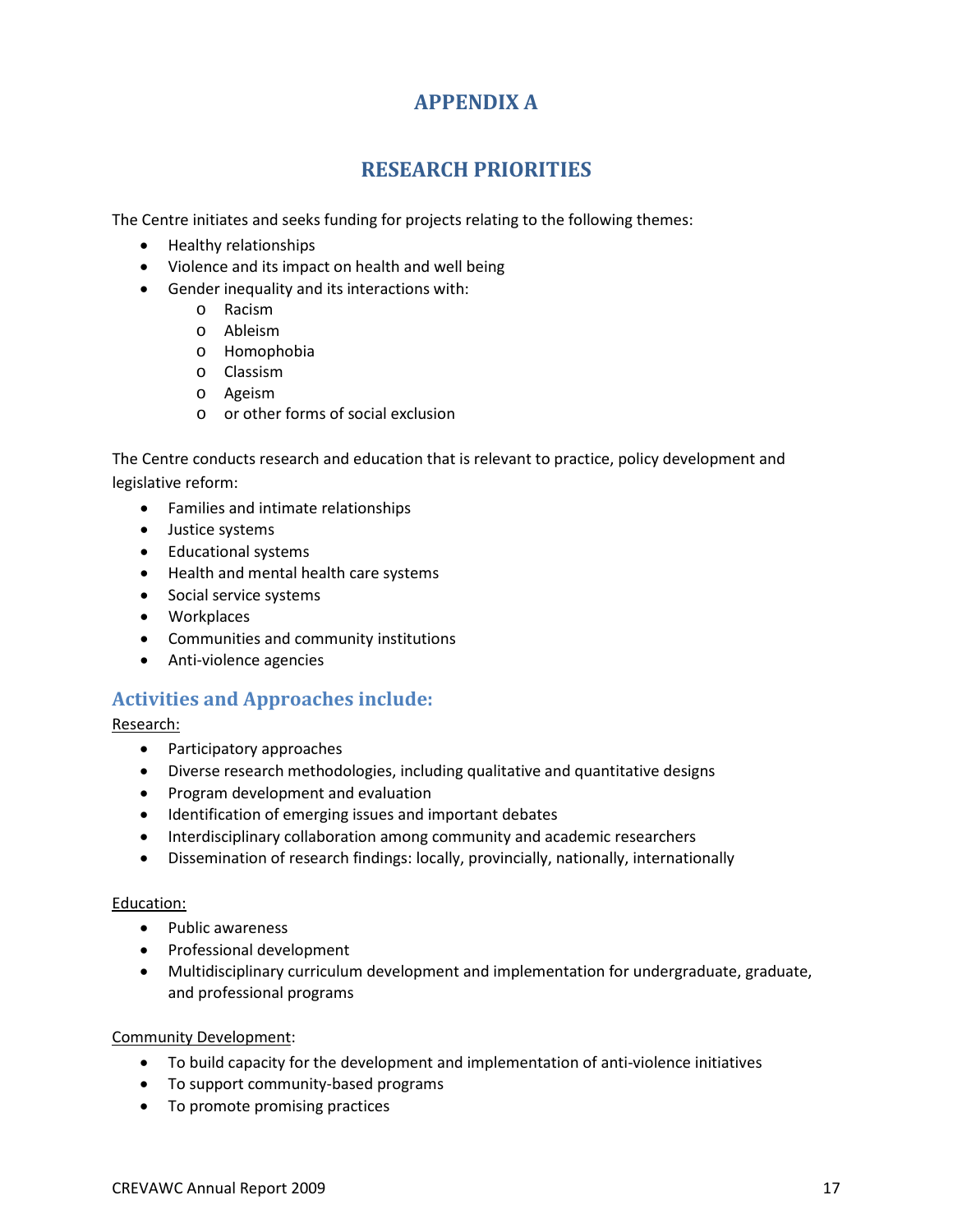# APPENDIX A

## RESEARCH PRIORITIES

The Centre initiates and seeks funding for projects relating to the following themes:

- Healthy relationships
- Violence and its impact on health and well being
- Gender inequality and its interactions with:
  - Racism
  - Ableism
  - Homophobia
  - Classism
  - Ageism
  - or other forms of social exclusion

The Centre conducts research and education that is relevant to practice, policy development and legislative reform:

- Families and intimate relationships
- Justice systems
- Educational systems
- Health and mental health care systems
- Social service systems
- Workplaces
- Communities and community institutions
- Anti-violence agencies

### Activities and Approaches include:

<u>Research:</u>

- Participatory approaches
- Diverse research methodologies, including qualitative and quantitative designs
- Program development and evaluation
- Identification of emerging issues and important debates
- Interdisciplinary collaboration among community and academic researchers
- Dissemination of research findings: locally, provincially, nationally, internationally

<u>Education:</u>

- Public awareness
- Professional development
- Multidisciplinary curriculum development and implementation for undergraduate, graduate, and professional programs

<u>Community Development</u>:

- To build capacity for the development and implementation of anti-violence initiatives
- To support community-based programs
- To promote promising practices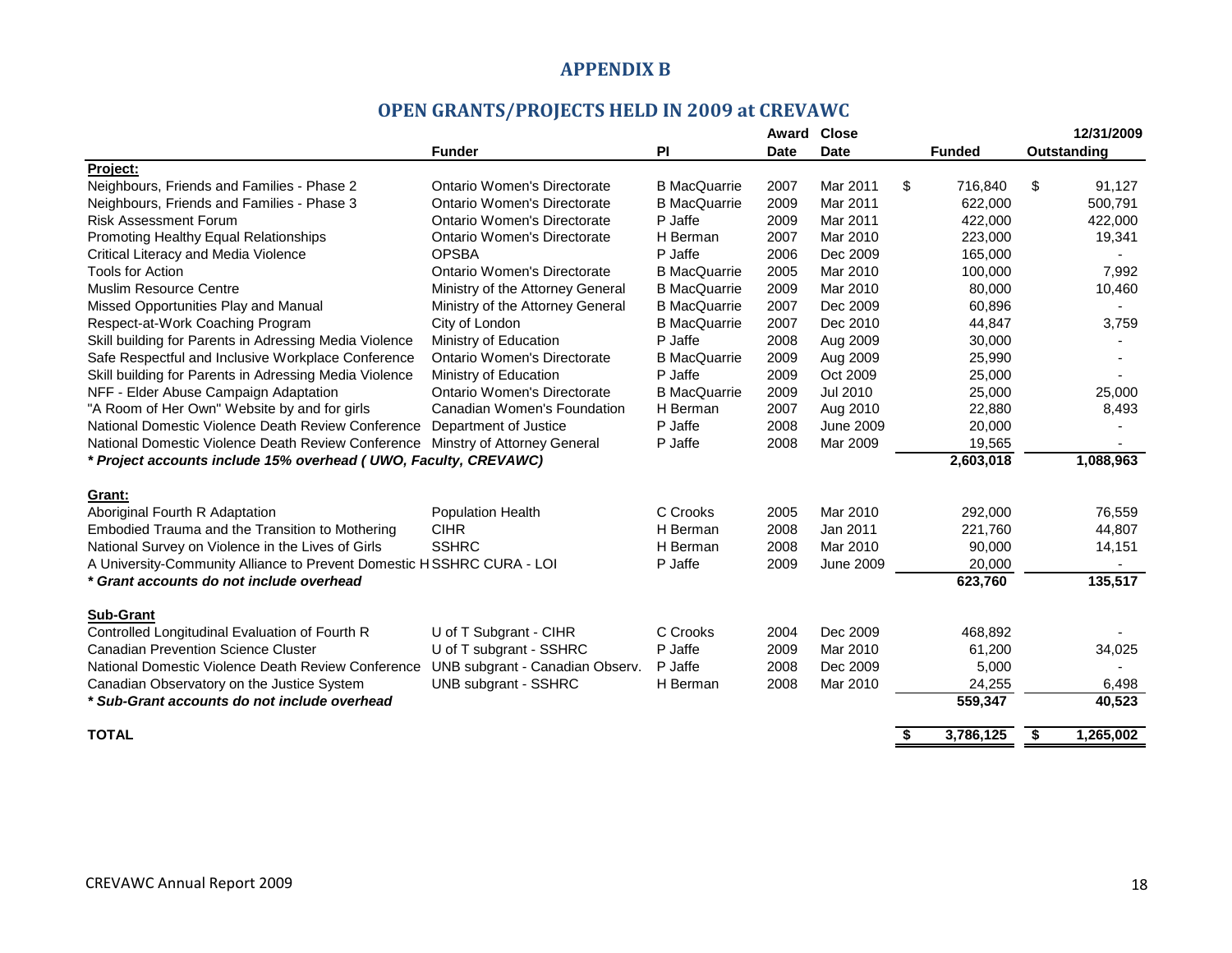## APPENDIX B

## OPEN GRANTS/PROJECTS HELD IN 2009 at CREVAWC

| | Funder | PI | Award Date | Close Date | Funded | 12/31/2009 Outstanding |
|---|---|---|---|---|---|---|
| **Project:** | | | | | | |
| Neighbours, Friends and Families - Phase 2 | Ontario Women's Directorate | B MacQuarrie | 2007 | Mar 2011 | $ 716,840 | $ 91,127 |
| Neighbours, Friends and Families - Phase 3 | Ontario Women's Directorate | B MacQuarrie | 2009 | Mar 2011 | 622,000 | 500,791 |
| Risk Assessment Forum | Ontario Women's Directorate | P Jaffe | 2009 | Mar 2011 | 422,000 | 422,000 |
| Promoting Healthy Equal Relationships | Ontario Women's Directorate | H Berman | 2007 | Mar 2010 | 223,000 | 19,341 |
| Critical Literacy and Media Violence | OPSBA | P Jaffe | 2006 | Dec 2009 | 165,000 | - |
| Tools for Action | Ontario Women's Directorate | B MacQuarrie | 2005 | Mar 2010 | 100,000 | 7,992 |
| Muslim Resource Centre | Ministry of the Attorney General | B MacQuarrie | 2009 | Mar 2010 | 80,000 | 10,460 |
| Missed Opportunities Play and Manual | Ministry of the Attorney General | B MacQuarrie | 2007 | Dec 2009 | 60,896 | - |
| Respect-at-Work Coaching Program | City of London | B MacQuarrie | 2007 | Dec 2010 | 44,847 | 3,759 |
| Skill building for Parents in Adressing Media Violence | Ministry of Education | P Jaffe | 2008 | Aug 2009 | 30,000 | - |
| Safe Respectful and Inclusive Workplace Conference | Ontario Women's Directorate | B MacQuarrie | 2009 | Aug 2009 | 25,990 | - |
| Skill building for Parents in Adressing Media Violence | Ministry of Education | P Jaffe | 2009 | Oct 2009 | 25,000 | - |
| NFF - Elder Abuse Campaign Adaptation | Ontario Women's Directorate | B MacQuarrie | 2009 | Jul 2010 | 25,000 | 25,000 |
| "A Room of Her Own" Website by and for girls | Canadian Women's Foundation | H Berman | 2007 | Aug 2010 | 22,880 | 8,493 |
| National Domestic Violence Death Review Conference | Department of Justice | P Jaffe | 2008 | June 2009 | 20,000 | - |
| National Domestic Violence Death Review Conference | Minstry of Attorney General | P Jaffe | 2008 | Mar 2009 | 19,565 | - |
| ***\* Project accounts include 15% overhead ( UWO, Faculty, CREVAWC)*** | | | | | **2,603,018** | **1,088,963** |
| **Grant:** | | | | | | |
| Aboriginal Fourth R Adaptation | Population Health | C Crooks | 2005 | Mar 2010 | 292,000 | 76,559 |
| Embodied Trauma and the Transition to Mothering | CIHR | H Berman | 2008 | Jan 2011 | 221,760 | 44,807 |
| National Survey on Violence in the Lives of Girls | SSHRC | H Berman | 2008 | Mar 2010 | 90,000 | 14,151 |
| A University-Community Alliance to Prevent Domestic H | SSHRC CURA - LOI | P Jaffe | 2009 | June 2009 | 20,000 | - |
| ***\* Grant accounts do not include overhead*** | | | | | **623,760** | **135,517** |
| **Sub-Grant** | | | | | | |
| Controlled Longitudinal Evaluation of Fourth R | U of T Subgrant - CIHR | C Crooks | 2004 | Dec 2009 | 468,892 | - |
| Canadian Prevention Science Cluster | U of T subgrant - SSHRC | P Jaffe | 2009 | Mar 2010 | 61,200 | 34,025 |
| National Domestic Violence Death Review Conference | UNB subgrant - Canadian Observ. | P Jaffe | 2008 | Dec 2009 | 5,000 | - |
| Canadian Observatory on the Justice System | UNB subgrant - SSHRC | H Berman | 2008 | Mar 2010 | 24,255 | 6,498 |
| ***\* Sub-Grant accounts do not include overhead*** | | | | | **559,347** | **40,523** |
| **TOTAL** | | | | | **$ 3,786,125** | **$ 1,265,002** |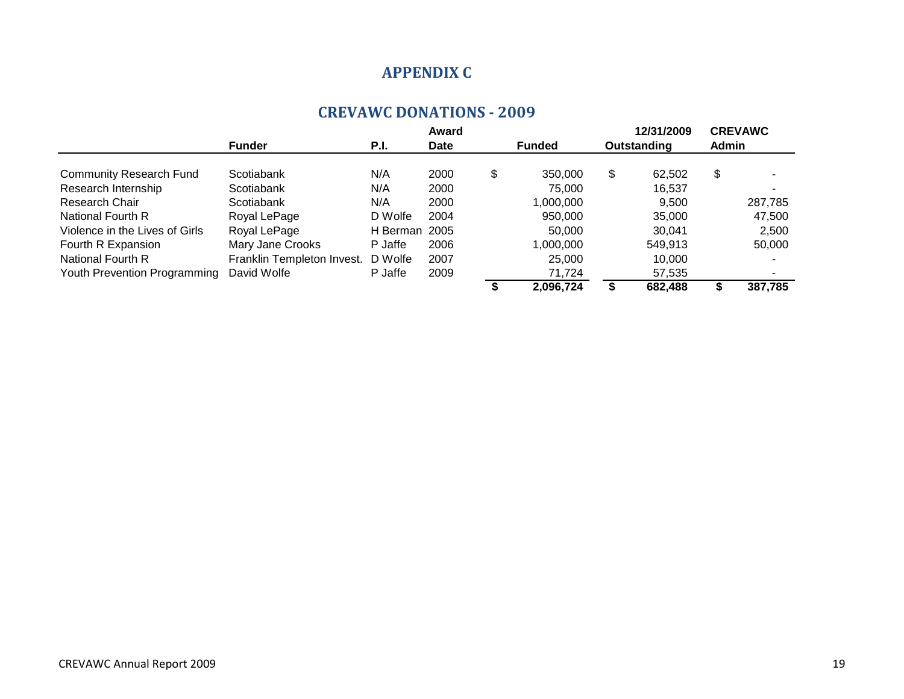# APPENDIX C

## CREVAWC DONATIONS - 2009

| | Funder | P.I. | Award Date | Funded | 12/31/2009 Outstanding | CREVAWC Admin |
|---|---|---|---|---|---|---|
| Community Research Fund | Scotiabank | N/A | 2000 | $ 350,000 | $ 62,502 | $ - |
| Research Internship | Scotiabank | N/A | 2000 | 75,000 | 16,537 | - |
| Research Chair | Scotiabank | N/A | 2000 | 1,000,000 | 9,500 | 287,785 |
| National Fourth R | Royal LePage | D Wolfe | 2004 | 950,000 | 35,000 | 47,500 |
| Violence in the Lives of Girls | Royal LePage | H Berman | 2005 | 50,000 | 30,041 | 2,500 |
| Fourth R Expansion | Mary Jane Crooks | P Jaffe | 2006 | 1,000,000 | 549,913 | 50,000 |
| National Fourth R | Franklin Templeton Invest. | D Wolfe | 2007 | 25,000 | 10,000 | - |
| Youth Prevention Programming | David Wolfe | P Jaffe | 2009 | 71,724 | 57,535 | - |
| | | | | **$ 2,096,724** | **$ 682,488** | **$ 387,785** |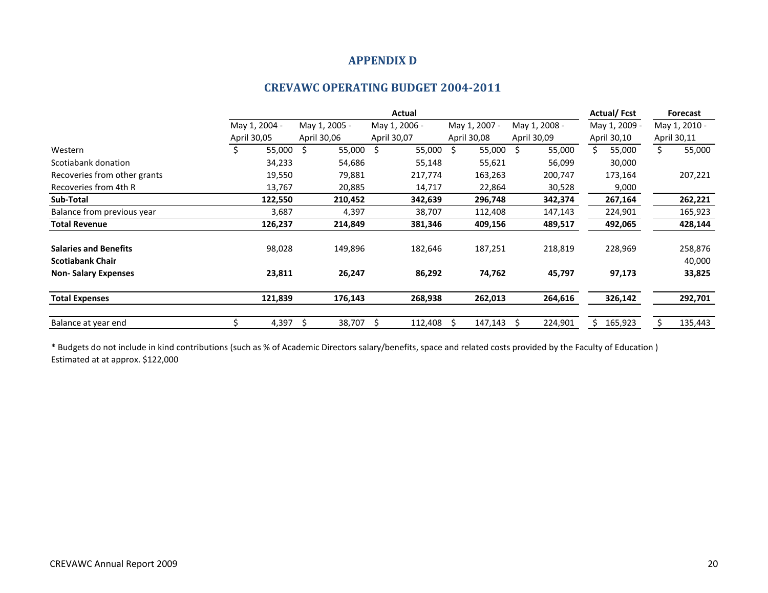# APPENDIX D

## CREVAWC OPERATING BUDGET 2004-2011

| | Actual | | | | | Actual/ Fcst | Forecast |
|---|---|---|---|---|---|---|---|
| | May 1, 2004 - April 30,05 | May 1, 2005 - April 30,06 | May 1, 2006 - April 30,07 | May 1, 2007 - April 30,08 | May 1, 2008 - April 30,09 | May 1, 2009 - April 30,10 | May 1, 2010 - April 30,11 |
| Western | $ 55,000 | $ 55,000 | $ 55,000 | $ 55,000 | $ 55,000 | $ 55,000 | $ 55,000 |
| Scotiabank donation | 34,233 | 54,686 | 55,148 | 55,621 | 56,099 | 30,000 | |
| Recoveries from other grants | 19,550 | 79,881 | 217,774 | 163,263 | 200,747 | 173,164 | 207,221 |
| Recoveries from 4th R | 13,767 | 20,885 | 14,717 | 22,864 | 30,528 | 9,000 | |
| **Sub-Total** | **122,550** | **210,452** | **342,639** | **296,748** | **342,374** | **267,164** | **262,221** |
| Balance from previous year | 3,687 | 4,397 | 38,707 | 112,408 | 147,143 | 224,901 | 165,923 |
| **Total Revenue** | **126,237** | **214,849** | **381,346** | **409,156** | **489,517** | **492,065** | **428,144** |
| **Salaries and Benefits** | 98,028 | 149,896 | 182,646 | 187,251 | 218,819 | 228,969 | 258,876 |
| **Scotiabank Chair** | | | | | | | 40,000 |
| **Non- Salary Expenses** | **23,811** | **26,247** | **86,292** | **74,762** | **45,797** | **97,173** | **33,825** |
| **Total Expenses** | **121,839** | **176,143** | **268,938** | **262,013** | **264,616** | **326,142** | **292,701** |
| Balance at year end | $ 4,397 | $ 38,707 | $ 112,408 | $ 147,143 | $ 224,901 | $ 165,923 | $ 135,443 |

* Budgets do not include in kind contributions (such as % of Academic Directors salary/benefits, space and related costs provided by the Faculty of Education )
Estimated at at approx. $122,000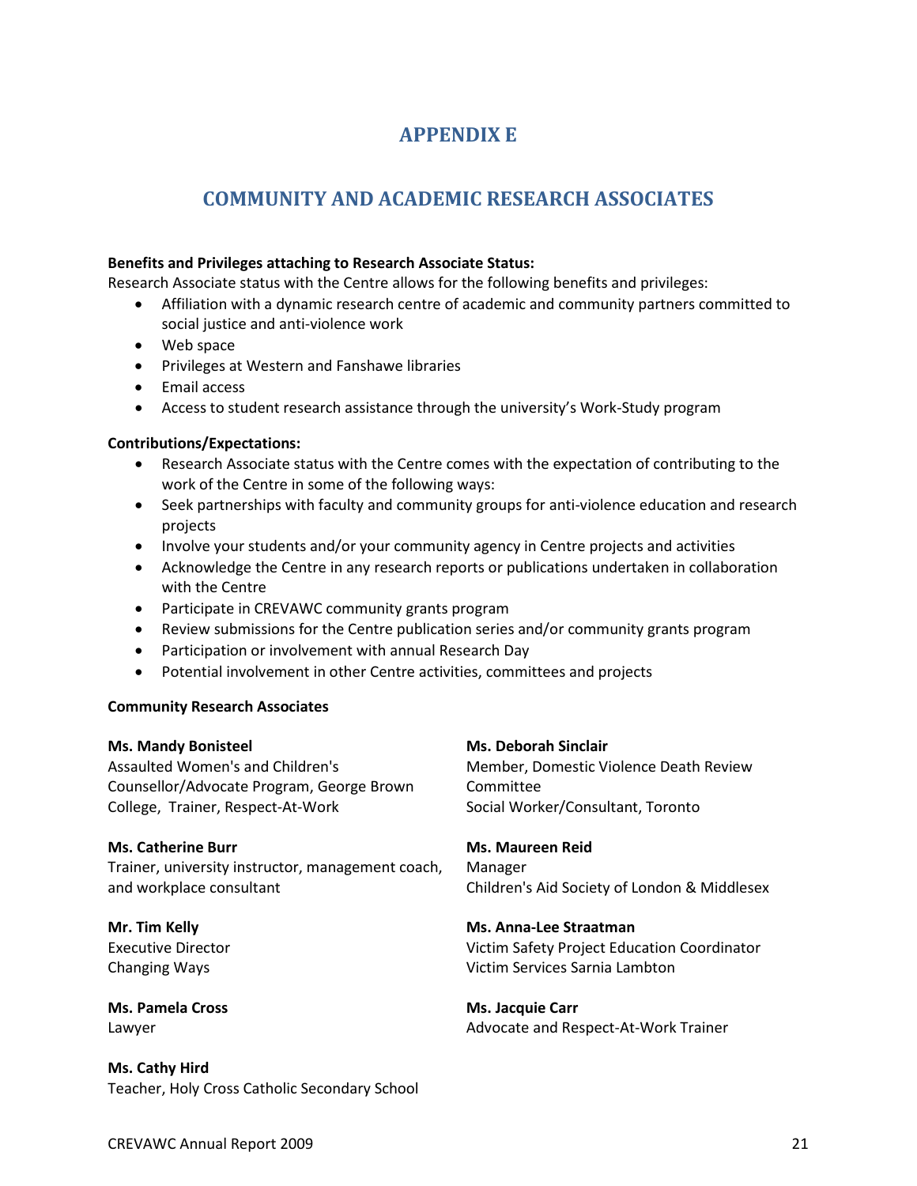# APPENDIX E

## COMMUNITY AND ACADEMIC RESEARCH ASSOCIATES

**Benefits and Privileges attaching to Research Associate Status:**
Research Associate status with the Centre allows for the following benefits and privileges:

- Affiliation with a dynamic research centre of academic and community partners committed to social justice and anti-violence work
- Web space
- Privileges at Western and Fanshawe libraries
- Email access
- Access to student research assistance through the university's Work-Study program

**Contributions/Expectations:**

- Research Associate status with the Centre comes with the expectation of contributing to the work of the Centre in some of the following ways:
- Seek partnerships with faculty and community groups for anti-violence education and research projects
- Involve your students and/or your community agency in Centre projects and activities
- Acknowledge the Centre in any research reports or publications undertaken in collaboration with the Centre
- Participate in CREVAWC community grants program
- Review submissions for the Centre publication series and/or community grants program
- Participation or involvement with annual Research Day
- Potential involvement in other Centre activities, committees and projects

**Community Research Associates**

**Ms. Mandy Bonisteel**
Assaulted Women's and Children's Counsellor/Advocate Program, George Brown College, Trainer, Respect-At-Work

**Ms. Catherine Burr**
Trainer, university instructor, management coach, and workplace consultant

**Mr. Tim Kelly**
Executive Director
Changing Ways

**Ms. Pamela Cross**
Lawyer

**Ms. Cathy Hird**
Teacher, Holy Cross Catholic Secondary School

**Ms. Deborah Sinclair**
Member, Domestic Violence Death Review Committee
Social Worker/Consultant, Toronto

**Ms. Maureen Reid**
Manager
Children's Aid Society of London & Middlesex

**Ms. Anna-Lee Straatman**
Victim Safety Project Education Coordinator
Victim Services Sarnia Lambton

**Ms. Jacquie Carr**
Advocate and Respect-At-Work Trainer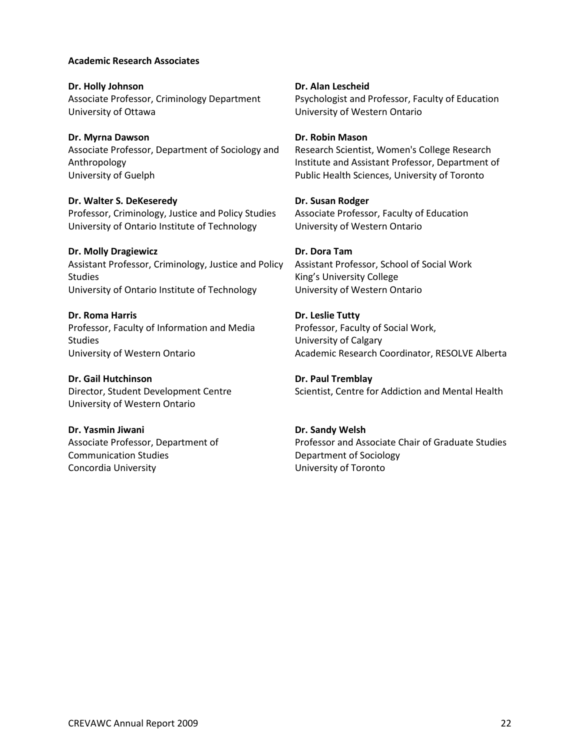**Academic Research Associates**

**Dr. Holly Johnson**
Associate Professor, Criminology Department
University of Ottawa

**Dr. Myrna Dawson**
Associate Professor, Department of Sociology and Anthropology
University of Guelph

**Dr. Walter S. DeKeseredy**
Professor, Criminology, Justice and Policy Studies
University of Ontario Institute of Technology

**Dr. Molly Dragiewicz**
Assistant Professor, Criminology, Justice and Policy Studies
University of Ontario Institute of Technology

**Dr. Roma Harris**
Professor, Faculty of Information and Media Studies
University of Western Ontario

**Dr. Gail Hutchinson**
Director, Student Development Centre
University of Western Ontario

**Dr. Yasmin Jiwani**
Associate Professor, Department of Communication Studies
Concordia University

**Dr. Alan Lescheid**
Psychologist and Professor, Faculty of Education
University of Western Ontario

**Dr. Robin Mason**
Research Scientist, Women's College Research Institute and Assistant Professor, Department of Public Health Sciences, University of Toronto

**Dr. Susan Rodger**
Associate Professor, Faculty of Education
University of Western Ontario

**Dr. Dora Tam**
Assistant Professor, School of Social Work
King's University College
University of Western Ontario

**Dr. Leslie Tutty**
Professor, Faculty of Social Work,
University of Calgary
Academic Research Coordinator, RESOLVE Alberta

**Dr. Paul Tremblay**
Scientist, Centre for Addiction and Mental Health

**Dr. Sandy Welsh**
Professor and Associate Chair of Graduate Studies
Department of Sociology
University of Toronto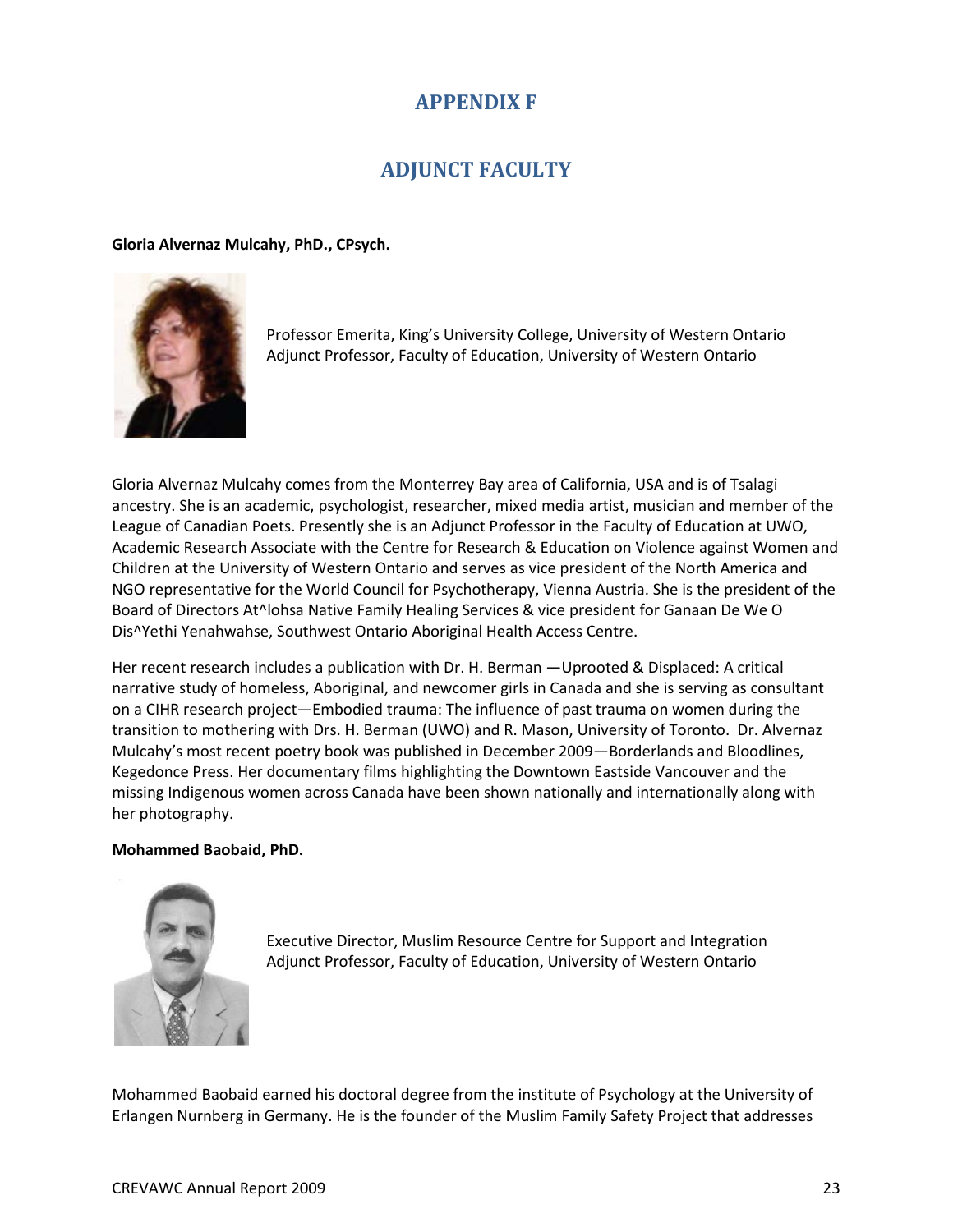# APPENDIX F

## ADJUNCT FACULTY

**Gloria Alvernaz Mulcahy, PhD., CPsych.**

Professor Emerita, King's University College, University of Western Ontario
Adjunct Professor, Faculty of Education, University of Western Ontario

Gloria Alvernaz Mulcahy comes from the Monterrey Bay area of California, USA and is of Tsalagi ancestry. She is an academic, psychologist, researcher, mixed media artist, musician and member of the League of Canadian Poets. Presently she is an Adjunct Professor in the Faculty of Education at UWO, Academic Research Associate with the Centre for Research & Education on Violence against Women and Children at the University of Western Ontario and serves as vice president of the North America and NGO representative for the World Council for Psychotherapy, Vienna Austria. She is the president of the Board of Directors At^lohsa Native Family Healing Services & vice president for Ganaan De We O Dis^Yethi Yenahwahse, Southwest Ontario Aboriginal Health Access Centre.

Her recent research includes a publication with Dr. H. Berman —Uprooted & Displaced: A critical narrative study of homeless, Aboriginal, and newcomer girls in Canada and she is serving as consultant on a CIHR research project—Embodied trauma: The influence of past trauma on women during the transition to mothering with Drs. H. Berman (UWO) and R. Mason, University of Toronto. Dr. Alvernaz Mulcahy's most recent poetry book was published in December 2009—Borderlands and Bloodlines, Kegedonce Press. Her documentary films highlighting the Downtown Eastside Vancouver and the missing Indigenous women across Canada have been shown nationally and internationally along with her photography.

**Mohammed Baobaid, PhD.**

Executive Director, Muslim Resource Centre for Support and Integration
Adjunct Professor, Faculty of Education, University of Western Ontario

Mohammed Baobaid earned his doctoral degree from the institute of Psychology at the University of Erlangen Nurnberg in Germany. He is the founder of the Muslim Family Safety Project that addresses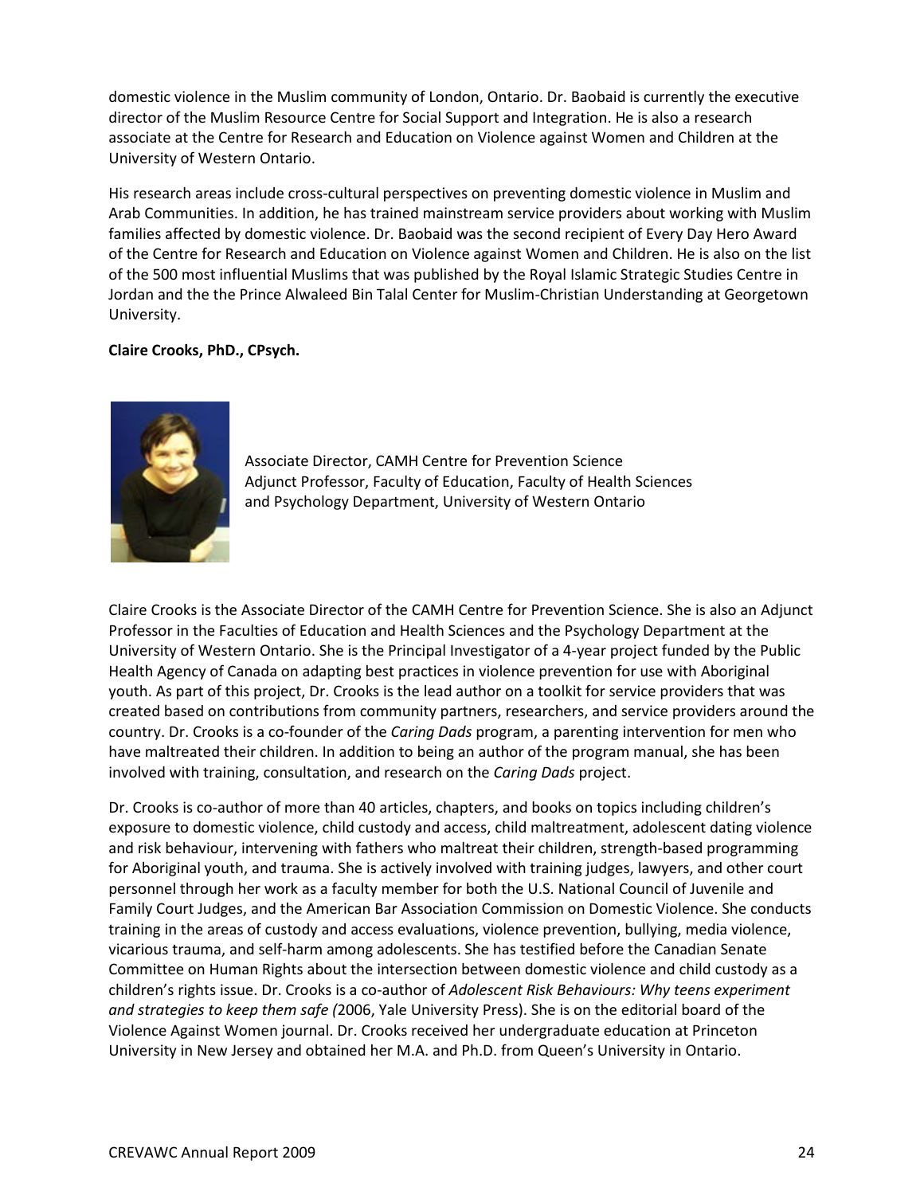domestic violence in the Muslim community of London, Ontario. Dr. Baobaid is currently the executive director of the Muslim Resource Centre for Social Support and Integration. He is also a research associate at the Centre for Research and Education on Violence against Women and Children at the University of Western Ontario.

His research areas include cross-cultural perspectives on preventing domestic violence in Muslim and Arab Communities. In addition, he has trained mainstream service providers about working with Muslim families affected by domestic violence. Dr. Baobaid was the second recipient of Every Day Hero Award of the Centre for Research and Education on Violence against Women and Children. He is also on the list of the 500 most influential Muslims that was published by the Royal Islamic Strategic Studies Centre in Jordan and the the Prince Alwaleed Bin Talal Center for Muslim-Christian Understanding at Georgetown University.

**Claire Crooks, PhD., CPsych.**

Associate Director, CAMH Centre for Prevention Science
Adjunct Professor, Faculty of Education, Faculty of Health Sciences and Psychology Department, University of Western Ontario

Claire Crooks is the Associate Director of the CAMH Centre for Prevention Science. She is also an Adjunct Professor in the Faculties of Education and Health Sciences and the Psychology Department at the University of Western Ontario. She is the Principal Investigator of a 4-year project funded by the Public Health Agency of Canada on adapting best practices in violence prevention for use with Aboriginal youth. As part of this project, Dr. Crooks is the lead author on a toolkit for service providers that was created based on contributions from community partners, researchers, and service providers around the country. Dr. Crooks is a co-founder of the *Caring Dads* program, a parenting intervention for men who have maltreated their children. In addition to being an author of the program manual, she has been involved with training, consultation, and research on the *Caring Dads* project.

Dr. Crooks is co-author of more than 40 articles, chapters, and books on topics including children's exposure to domestic violence, child custody and access, child maltreatment, adolescent dating violence and risk behaviour, intervening with fathers who maltreat their children, strength-based programming for Aboriginal youth, and trauma. She is actively involved with training judges, lawyers, and other court personnel through her work as a faculty member for both the U.S. National Council of Juvenile and Family Court Judges, and the American Bar Association Commission on Domestic Violence. She conducts training in the areas of custody and access evaluations, violence prevention, bullying, media violence, vicarious trauma, and self-harm among adolescents. She has testified before the Canadian Senate Committee on Human Rights about the intersection between domestic violence and child custody as a children's rights issue. Dr. Crooks is a co-author of *Adolescent Risk Behaviours: Why teens experiment and strategies to keep them safe (*2006, Yale University Press). She is on the editorial board of the Violence Against Women journal. Dr. Crooks received her undergraduate education at Princeton University in New Jersey and obtained her M.A. and Ph.D. from Queen's University in Ontario.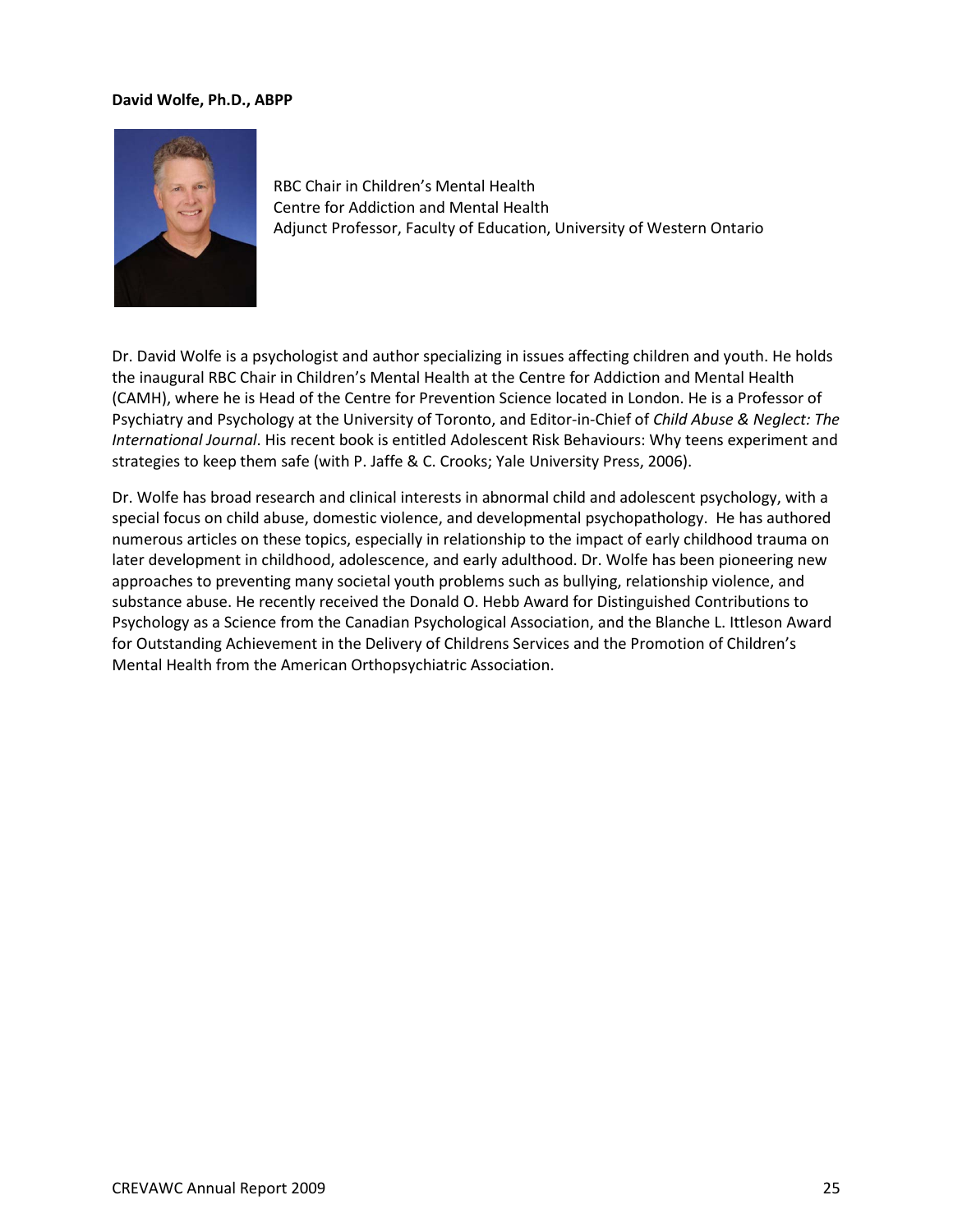**David Wolfe, Ph.D., ABPP**

RBC Chair in Children's Mental Health
Centre for Addiction and Mental Health
Adjunct Professor, Faculty of Education, University of Western Ontario

Dr. David Wolfe is a psychologist and author specializing in issues affecting children and youth. He holds the inaugural RBC Chair in Children's Mental Health at the Centre for Addiction and Mental Health (CAMH), where he is Head of the Centre for Prevention Science located in London. He is a Professor of Psychiatry and Psychology at the University of Toronto, and Editor-in-Chief of *Child Abuse & Neglect: The International Journal*. His recent book is entitled Adolescent Risk Behaviours: Why teens experiment and strategies to keep them safe (with P. Jaffe & C. Crooks; Yale University Press, 2006).

Dr. Wolfe has broad research and clinical interests in abnormal child and adolescent psychology, with a special focus on child abuse, domestic violence, and developmental psychopathology. He has authored numerous articles on these topics, especially in relationship to the impact of early childhood trauma on later development in childhood, adolescence, and early adulthood. Dr. Wolfe has been pioneering new approaches to preventing many societal youth problems such as bullying, relationship violence, and substance abuse. He recently received the Donald O. Hebb Award for Distinguished Contributions to Psychology as a Science from the Canadian Psychological Association, and the Blanche L. Ittleson Award for Outstanding Achievement in the Delivery of Childrens Services and the Promotion of Children's Mental Health from the American Orthopsychiatric Association.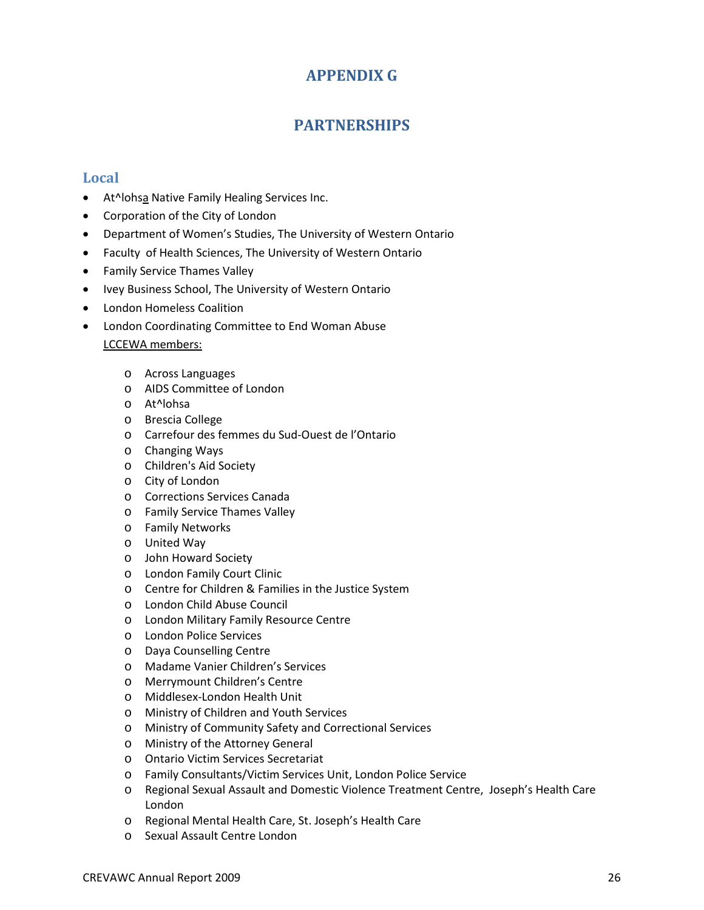# APPENDIX G

# PARTNERSHIPS

## Local

- At^lohsa Native Family Healing Services Inc.
- Corporation of the City of London
- Department of Women's Studies, The University of Western Ontario
- Faculty of Health Sciences, The University of Western Ontario
- Family Service Thames Valley
- Ivey Business School, The University of Western Ontario
- London Homeless Coalition
- London Coordinating Committee to End Woman Abuse

  LCCEWA members:

  - Across Languages
  - AIDS Committee of London
  - At^lohsa
  - Brescia College
  - Carrefour des femmes du Sud-Ouest de l'Ontario
  - Changing Ways
  - Children's Aid Society
  - City of London
  - Corrections Services Canada
  - Family Service Thames Valley
  - Family Networks
  - United Way
  - John Howard Society
  - London Family Court Clinic
  - Centre for Children & Families in the Justice System
  - London Child Abuse Council
  - London Military Family Resource Centre
  - London Police Services
  - Daya Counselling Centre
  - Madame Vanier Children's Services
  - Merrymount Children's Centre
  - Middlesex-London Health Unit
  - Ministry of Children and Youth Services
  - Ministry of Community Safety and Correctional Services
  - Ministry of the Attorney General
  - Ontario Victim Services Secretariat
  - Family Consultants/Victim Services Unit, London Police Service
  - Regional Sexual Assault and Domestic Violence Treatment Centre, Joseph's Health Care London
  - Regional Mental Health Care, St. Joseph's Health Care
  - Sexual Assault Centre London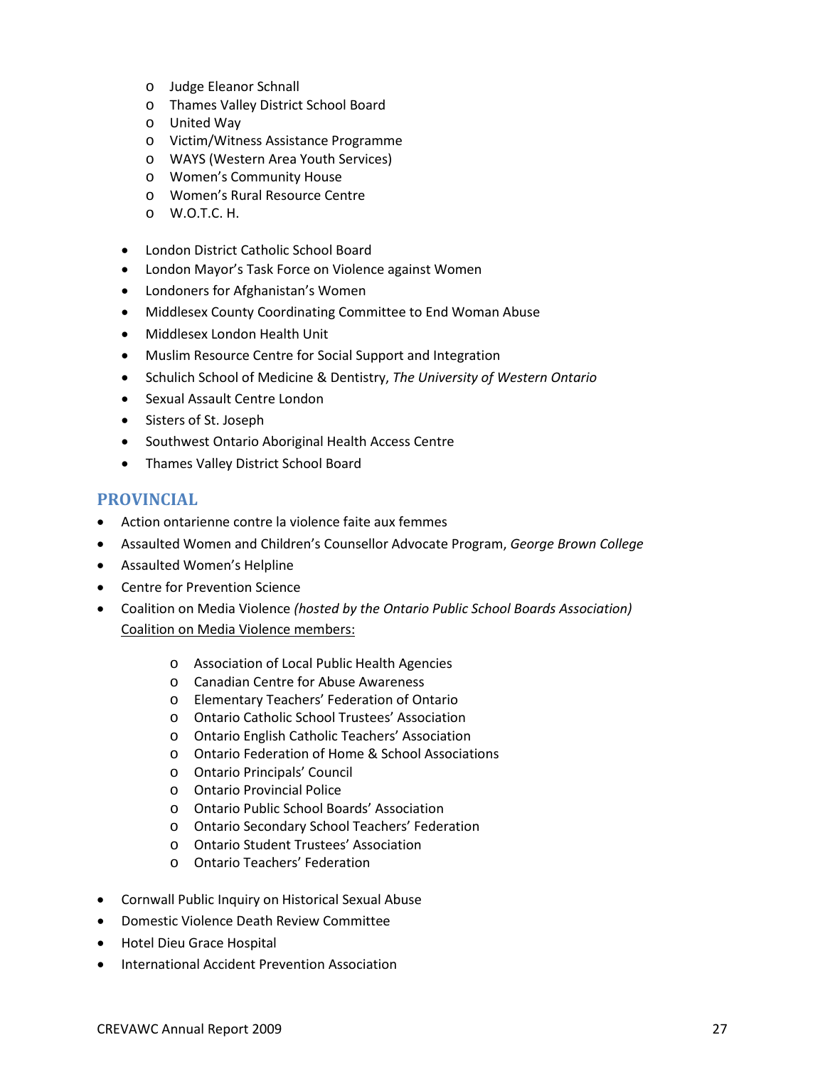- Judge Eleanor Schnall
  - Thames Valley District School Board
  - United Way
  - Victim/Witness Assistance Programme
  - WAYS (Western Area Youth Services)
  - Women's Community House
  - Women's Rural Resource Centre
  - W.O.T.C. H.

- London District Catholic School Board
- London Mayor's Task Force on Violence against Women
- Londoners for Afghanistan's Women
- Middlesex County Coordinating Committee to End Woman Abuse
- Middlesex London Health Unit
- Muslim Resource Centre for Social Support and Integration
- Schulich School of Medicine & Dentistry, *The University of Western Ontario*
- Sexual Assault Centre London
- Sisters of St. Joseph
- Southwest Ontario Aboriginal Health Access Centre
- Thames Valley District School Board

## PROVINCIAL

- Action ontarienne contre la violence faite aux femmes
- Assaulted Women and Children's Counsellor Advocate Program, *George Brown College*
- Assaulted Women's Helpline
- Centre for Prevention Science
- Coalition on Media Violence *(hosted by the Ontario Public School Boards Association)*
  Coalition on Media Violence members:
  - Association of Local Public Health Agencies
  - Canadian Centre for Abuse Awareness
  - Elementary Teachers' Federation of Ontario
  - Ontario Catholic School Trustees' Association
  - Ontario English Catholic Teachers' Association
  - Ontario Federation of Home & School Associations
  - Ontario Principals' Council
  - Ontario Provincial Police
  - Ontario Public School Boards' Association
  - Ontario Secondary School Teachers' Federation
  - Ontario Student Trustees' Association
  - Ontario Teachers' Federation
- Cornwall Public Inquiry on Historical Sexual Abuse
- Domestic Violence Death Review Committee
- Hotel Dieu Grace Hospital
- International Accident Prevention Association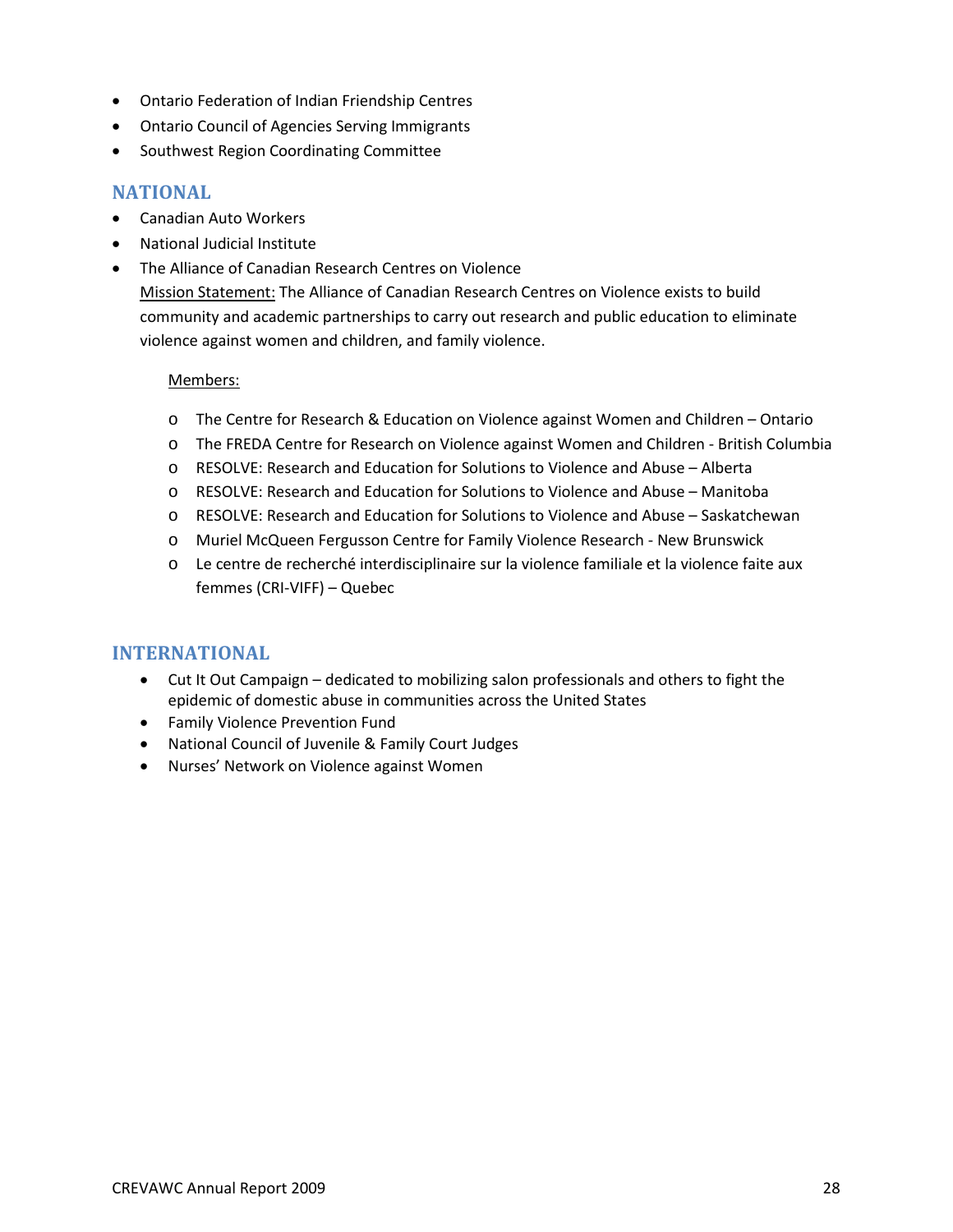- Ontario Federation of Indian Friendship Centres
- Ontario Council of Agencies Serving Immigrants
- Southwest Region Coordinating Committee

## NATIONAL

- Canadian Auto Workers
- National Judicial Institute
- The Alliance of Canadian Research Centres on Violence

  Mission Statement: The Alliance of Canadian Research Centres on Violence exists to build community and academic partnerships to carry out research and public education to eliminate violence against women and children, and family violence.

  Members:

  - The Centre for Research & Education on Violence against Women and Children – Ontario
  - The FREDA Centre for Research on Violence against Women and Children - British Columbia
  - RESOLVE: Research and Education for Solutions to Violence and Abuse – Alberta
  - RESOLVE: Research and Education for Solutions to Violence and Abuse – Manitoba
  - RESOLVE: Research and Education for Solutions to Violence and Abuse – Saskatchewan
  - Muriel McQueen Fergusson Centre for Family Violence Research - New Brunswick
  - Le centre de recherché interdisciplinaire sur la violence familiale et la violence faite aux femmes (CRI-VIFF) – Quebec

## INTERNATIONAL

- Cut It Out Campaign – dedicated to mobilizing salon professionals and others to fight the epidemic of domestic abuse in communities across the United States
- Family Violence Prevention Fund
- National Council of Juvenile & Family Court Judges
- Nurses' Network on Violence against Women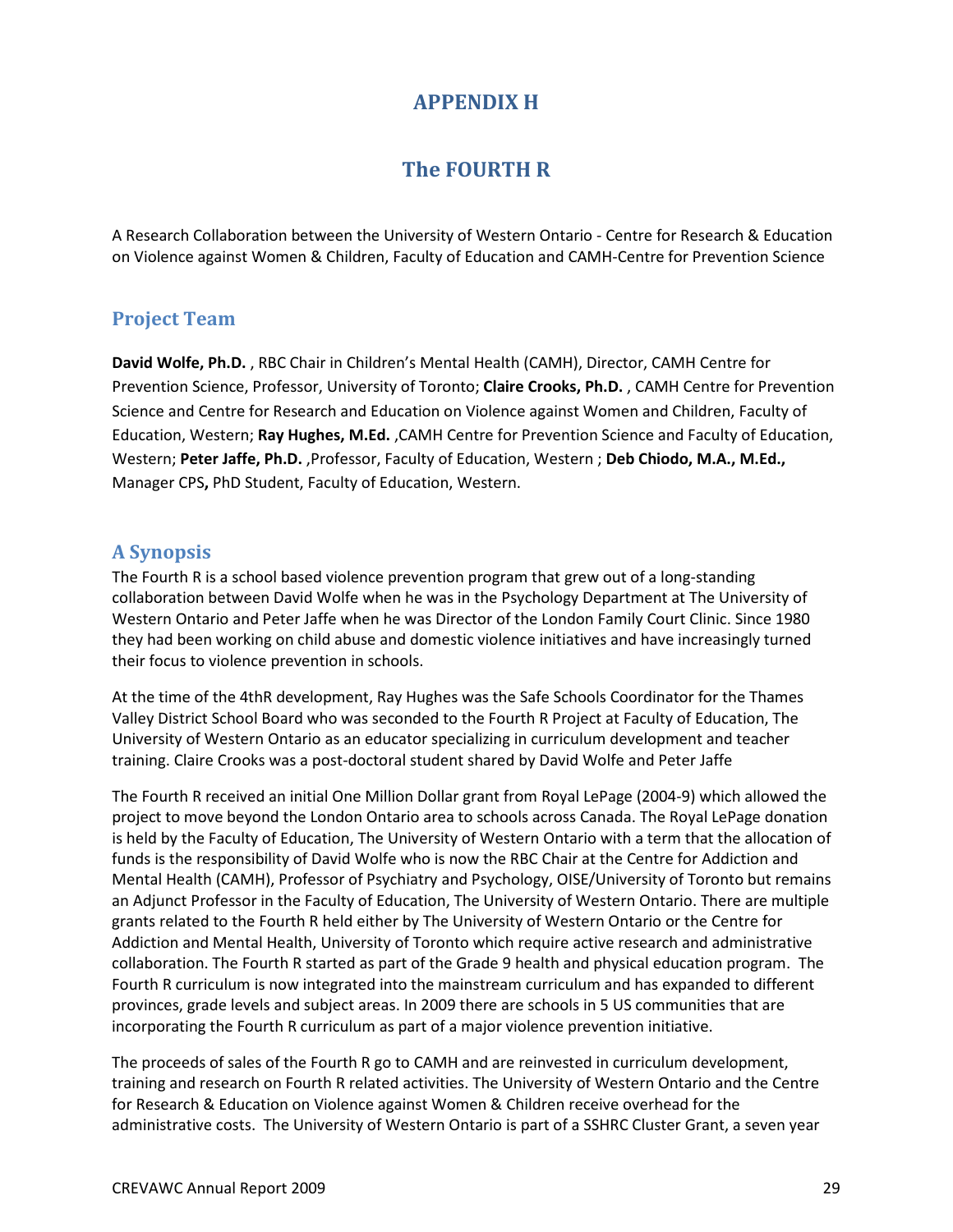# APPENDIX H

# The FOURTH R

A Research Collaboration between the University of Western Ontario - Centre for Research & Education on Violence against Women & Children, Faculty of Education and CAMH-Centre for Prevention Science

## Project Team

**David Wolfe, Ph.D.** , RBC Chair in Children's Mental Health (CAMH), Director, CAMH Centre for Prevention Science, Professor, University of Toronto; **Claire Crooks, Ph.D.** , CAMH Centre for Prevention Science and Centre for Research and Education on Violence against Women and Children, Faculty of Education, Western; **Ray Hughes, M.Ed.** ,CAMH Centre for Prevention Science and Faculty of Education, Western; **Peter Jaffe, Ph.D.** ,Professor, Faculty of Education, Western ; **Deb Chiodo, M.A., M.Ed.,** Manager CPS**,** PhD Student, Faculty of Education, Western.

## A Synopsis

The Fourth R is a school based violence prevention program that grew out of a long-standing collaboration between David Wolfe when he was in the Psychology Department at The University of Western Ontario and Peter Jaffe when he was Director of the London Family Court Clinic. Since 1980 they had been working on child abuse and domestic violence initiatives and have increasingly turned their focus to violence prevention in schools.

At the time of the 4thR development, Ray Hughes was the Safe Schools Coordinator for the Thames Valley District School Board who was seconded to the Fourth R Project at Faculty of Education, The University of Western Ontario as an educator specializing in curriculum development and teacher training. Claire Crooks was a post-doctoral student shared by David Wolfe and Peter Jaffe

The Fourth R received an initial One Million Dollar grant from Royal LePage (2004-9) which allowed the project to move beyond the London Ontario area to schools across Canada. The Royal LePage donation is held by the Faculty of Education, The University of Western Ontario with a term that the allocation of funds is the responsibility of David Wolfe who is now the RBC Chair at the Centre for Addiction and Mental Health (CAMH), Professor of Psychiatry and Psychology, OISE/University of Toronto but remains an Adjunct Professor in the Faculty of Education, The University of Western Ontario. There are multiple grants related to the Fourth R held either by The University of Western Ontario or the Centre for Addiction and Mental Health, University of Toronto which require active research and administrative collaboration. The Fourth R started as part of the Grade 9 health and physical education program. The Fourth R curriculum is now integrated into the mainstream curriculum and has expanded to different provinces, grade levels and subject areas. In 2009 there are schools in 5 US communities that are incorporating the Fourth R curriculum as part of a major violence prevention initiative.

The proceeds of sales of the Fourth R go to CAMH and are reinvested in curriculum development, training and research on Fourth R related activities. The University of Western Ontario and the Centre for Research & Education on Violence against Women & Children receive overhead for the administrative costs. The University of Western Ontario is part of a SSHRC Cluster Grant, a seven year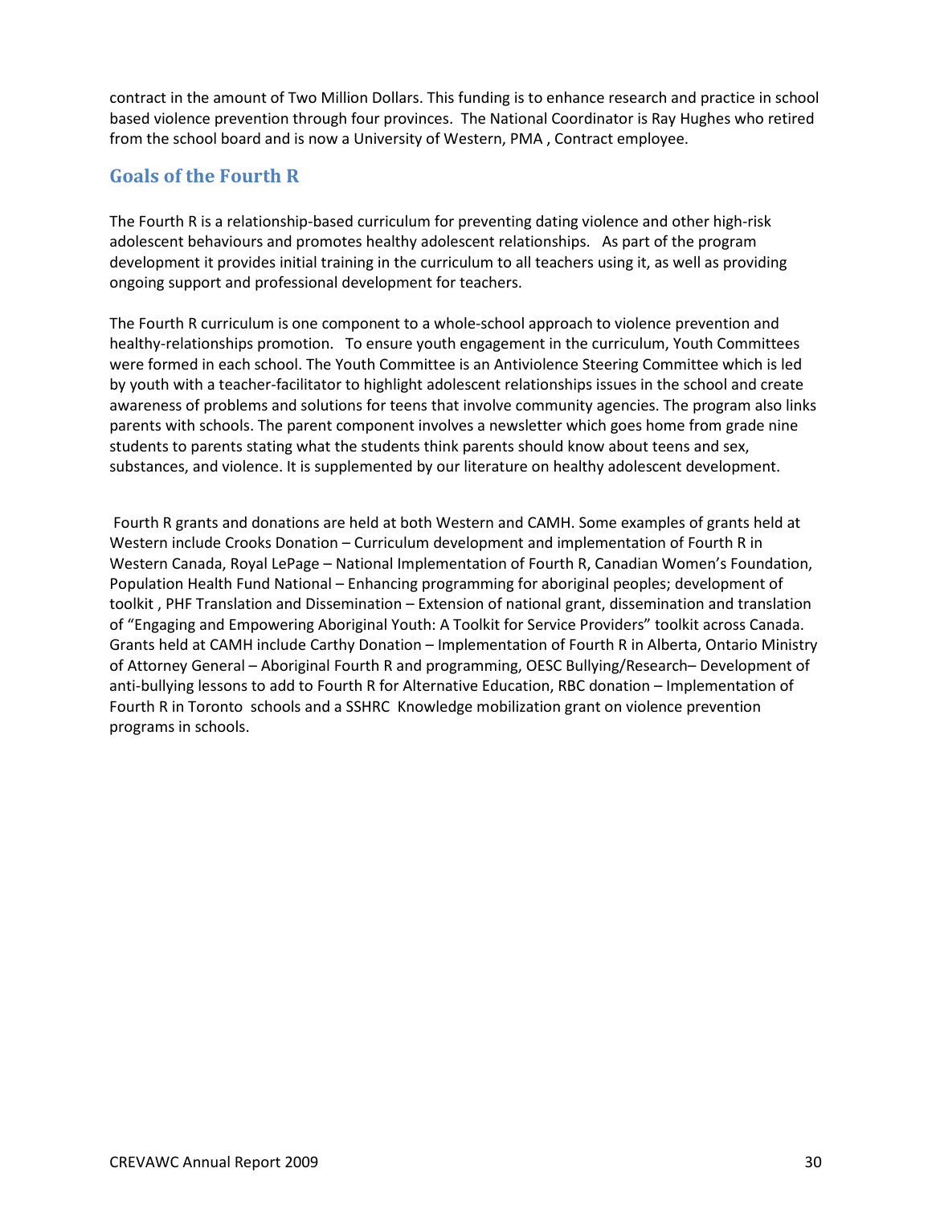contract in the amount of Two Million Dollars. This funding is to enhance research and practice in school based violence prevention through four provinces. The National Coordinator is Ray Hughes who retired from the school board and is now a University of Western, PMA , Contract employee.

## Goals of the Fourth R

The Fourth R is a relationship-based curriculum for preventing dating violence and other high-risk adolescent behaviours and promotes healthy adolescent relationships. As part of the program development it provides initial training in the curriculum to all teachers using it, as well as providing ongoing support and professional development for teachers.

The Fourth R curriculum is one component to a whole-school approach to violence prevention and healthy-relationships promotion. To ensure youth engagement in the curriculum, Youth Committees were formed in each school. The Youth Committee is an Antiviolence Steering Committee which is led by youth with a teacher-facilitator to highlight adolescent relationships issues in the school and create awareness of problems and solutions for teens that involve community agencies. The program also links parents with schools. The parent component involves a newsletter which goes home from grade nine students to parents stating what the students think parents should know about teens and sex, substances, and violence. It is supplemented by our literature on healthy adolescent development.

Fourth R grants and donations are held at both Western and CAMH. Some examples of grants held at Western include Crooks Donation – Curriculum development and implementation of Fourth R in Western Canada, Royal LePage – National Implementation of Fourth R, Canadian Women's Foundation, Population Health Fund National – Enhancing programming for aboriginal peoples; development of toolkit , PHF Translation and Dissemination – Extension of national grant, dissemination and translation of "Engaging and Empowering Aboriginal Youth: A Toolkit for Service Providers" toolkit across Canada. Grants held at CAMH include Carthy Donation – Implementation of Fourth R in Alberta, Ontario Ministry of Attorney General – Aboriginal Fourth R and programming, OESC Bullying/Research– Development of anti-bullying lessons to add to Fourth R for Alternative Education, RBC donation – Implementation of Fourth R in Toronto schools and a SSHRC Knowledge mobilization grant on violence prevention programs in schools.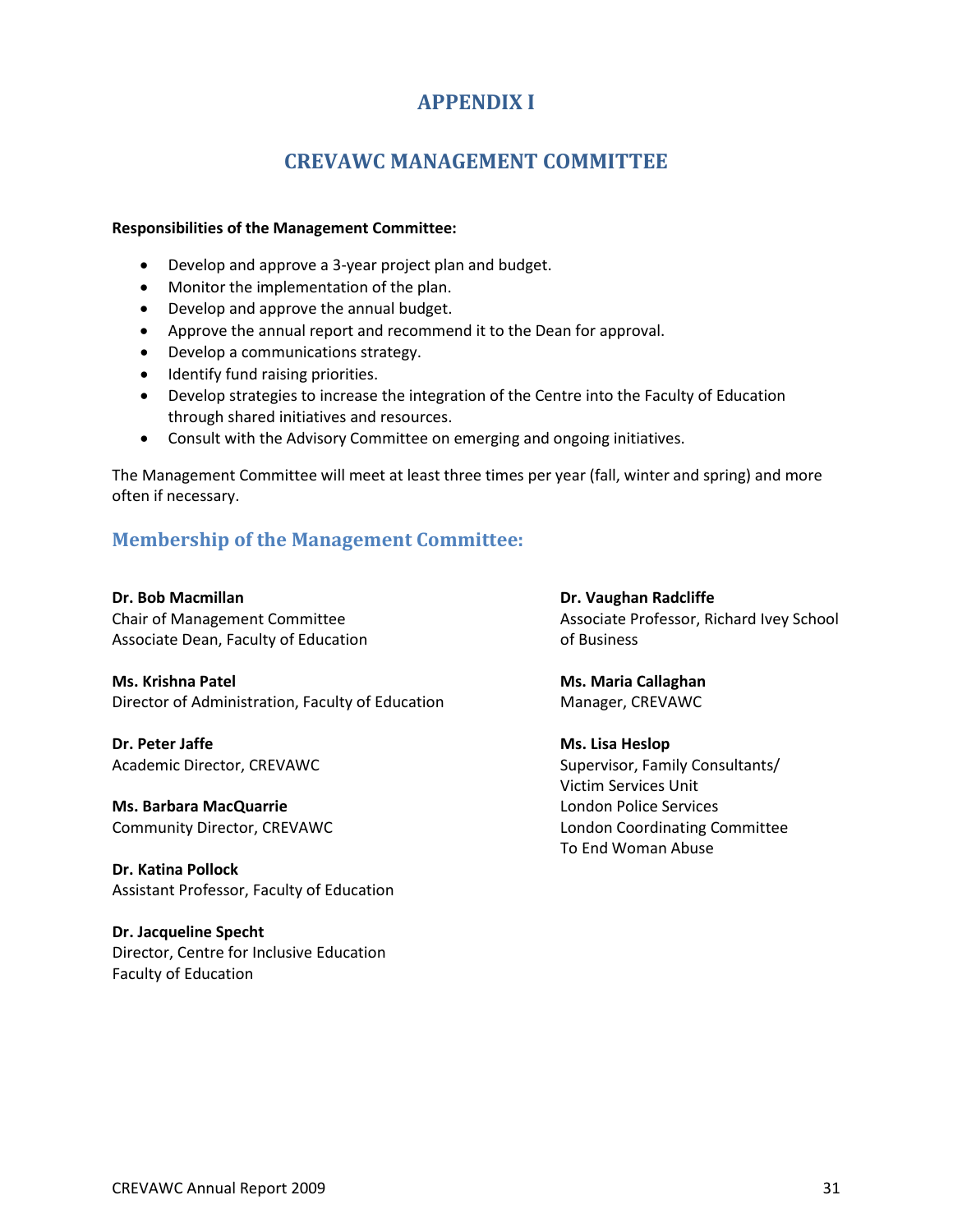# APPENDIX I

## CREVAWC MANAGEMENT COMMITTEE

**Responsibilities of the Management Committee:**

- Develop and approve a 3-year project plan and budget.
- Monitor the implementation of the plan.
- Develop and approve the annual budget.
- Approve the annual report and recommend it to the Dean for approval.
- Develop a communications strategy.
- Identify fund raising priorities.
- Develop strategies to increase the integration of the Centre into the Faculty of Education through shared initiatives and resources.
- Consult with the Advisory Committee on emerging and ongoing initiatives.

The Management Committee will meet at least three times per year (fall, winter and spring) and more often if necessary.

### Membership of the Management Committee:

**Dr. Bob Macmillan**
Chair of Management Committee
Associate Dean, Faculty of Education

**Ms. Krishna Patel**
Director of Administration, Faculty of Education

**Dr. Peter Jaffe**
Academic Director, CREVAWC

**Ms. Barbara MacQuarrie**
Community Director, CREVAWC

**Dr. Katina Pollock**
Assistant Professor, Faculty of Education

**Dr. Jacqueline Specht**
Director, Centre for Inclusive Education
Faculty of Education

**Dr. Vaughan Radcliffe**
Associate Professor, Richard Ivey School of Business

**Ms. Maria Callaghan**
Manager, CREVAWC

**Ms. Lisa Heslop**
Supervisor, Family Consultants/
Victim Services Unit
London Police Services
London Coordinating Committee
To End Woman Abuse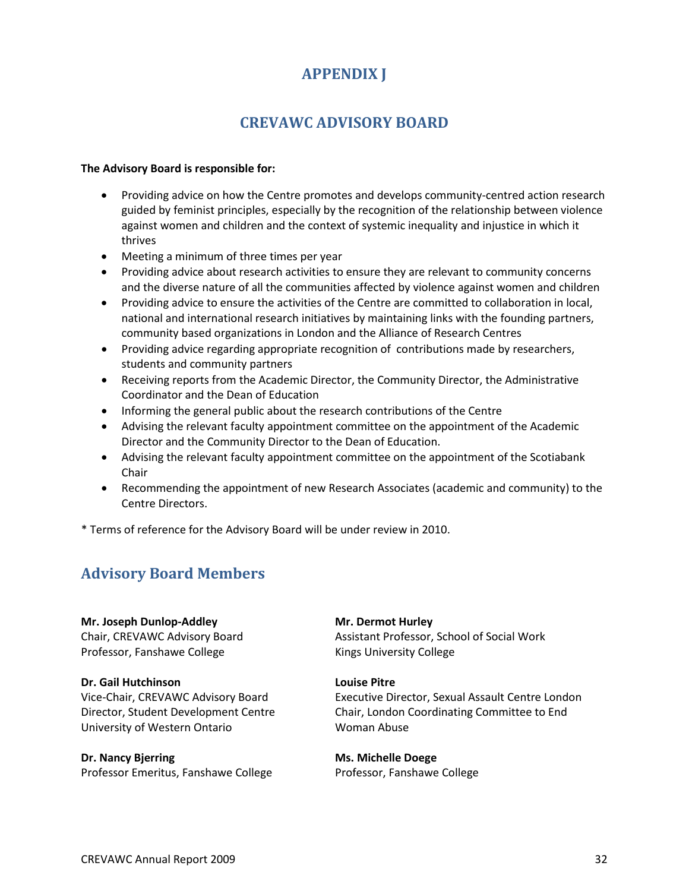# APPENDIX J

## CREVAWC ADVISORY BOARD

**The Advisory Board is responsible for:**

- Providing advice on how the Centre promotes and develops community-centred action research guided by feminist principles, especially by the recognition of the relationship between violence against women and children and the context of systemic inequality and injustice in which it thrives
- Meeting a minimum of three times per year
- Providing advice about research activities to ensure they are relevant to community concerns and the diverse nature of all the communities affected by violence against women and children
- Providing advice to ensure the activities of the Centre are committed to collaboration in local, national and international research initiatives by maintaining links with the founding partners, community based organizations in London and the Alliance of Research Centres
- Providing advice regarding appropriate recognition of contributions made by researchers, students and community partners
- Receiving reports from the Academic Director, the Community Director, the Administrative Coordinator and the Dean of Education
- Informing the general public about the research contributions of the Centre
- Advising the relevant faculty appointment committee on the appointment of the Academic Director and the Community Director to the Dean of Education.
- Advising the relevant faculty appointment committee on the appointment of the Scotiabank Chair
- Recommending the appointment of new Research Associates (academic and community) to the Centre Directors.

* Terms of reference for the Advisory Board will be under review in 2010.

## Advisory Board Members

**Mr. Joseph Dunlop-Addley**
Chair, CREVAWC Advisory Board
Professor, Fanshawe College

**Dr. Gail Hutchinson**
Vice-Chair, CREVAWC Advisory Board
Director, Student Development Centre
University of Western Ontario

**Dr. Nancy Bjerring**
Professor Emeritus, Fanshawe College

**Mr. Dermot Hurley**
Assistant Professor, School of Social Work
Kings University College

**Louise Pitre**
Executive Director, Sexual Assault Centre London
Chair, London Coordinating Committee to End Woman Abuse

**Ms. Michelle Doege**
Professor, Fanshawe College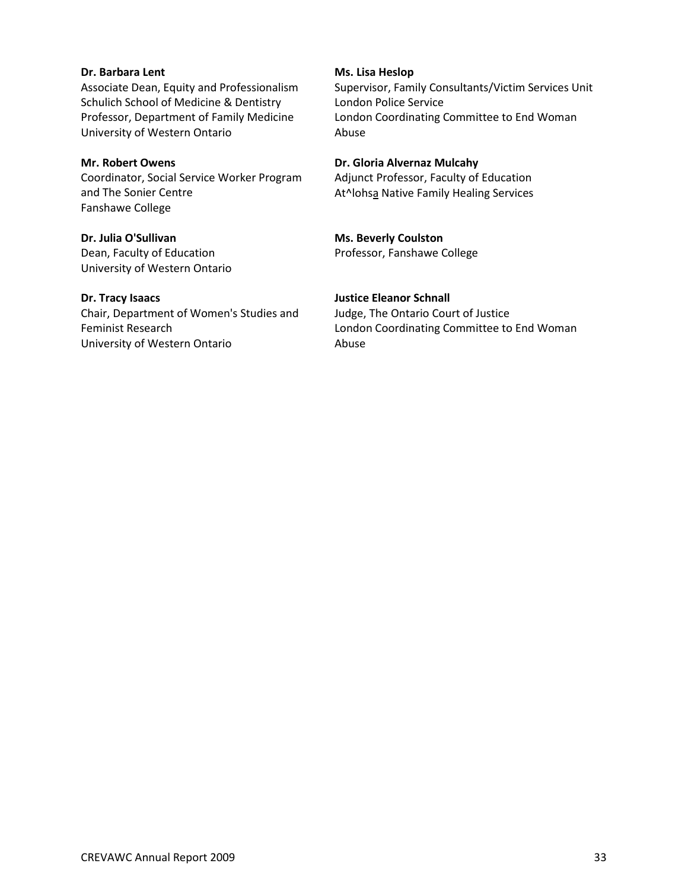**Dr. Barbara Lent**
Associate Dean, Equity and Professionalism
Schulich School of Medicine & Dentistry
Professor, Department of Family Medicine
University of Western Ontario

**Mr. Robert Owens**
Coordinator, Social Service Worker Program and The Sonier Centre
Fanshawe College

**Dr. Julia O'Sullivan**
Dean, Faculty of Education
University of Western Ontario

**Dr. Tracy Isaacs**
Chair, Department of Women's Studies and Feminist Research
University of Western Ontario

**Ms. Lisa Heslop**
Supervisor, Family Consultants/Victim Services Unit
London Police Service
London Coordinating Committee to End Woman Abuse

**Dr. Gloria Alvernaz Mulcahy**
Adjunct Professor, Faculty of Education
At^lohsa Native Family Healing Services

**Ms. Beverly Coulston**
Professor, Fanshawe College

**Justice Eleanor Schnall**
Judge, The Ontario Court of Justice
London Coordinating Committee to End Woman Abuse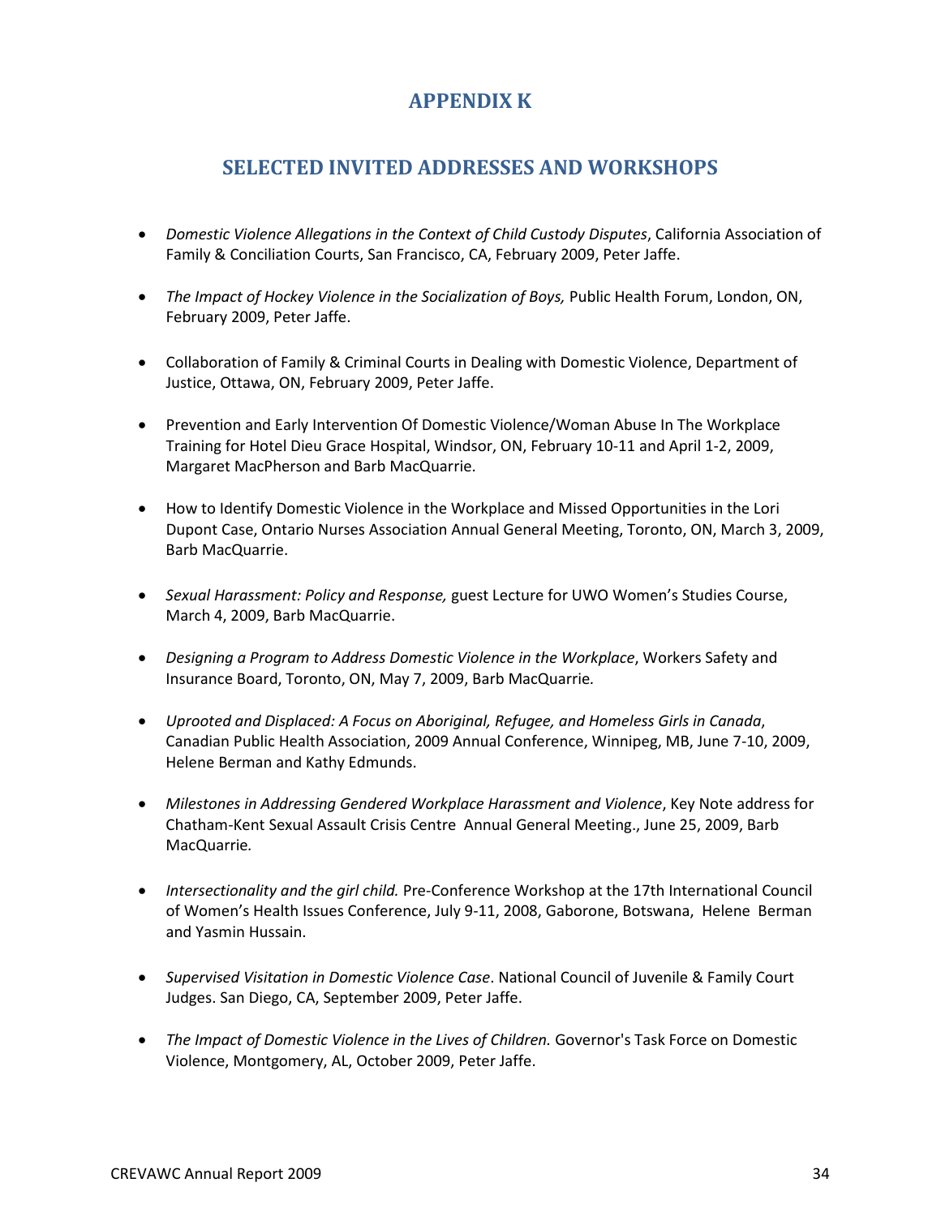# APPENDIX K

## SELECTED INVITED ADDRESSES AND WORKSHOPS

- *Domestic Violence Allegations in the Context of Child Custody Disputes*, California Association of Family & Conciliation Courts, San Francisco, CA, February 2009, Peter Jaffe.

- *The Impact of Hockey Violence in the Socialization of Boys,* Public Health Forum, London, ON, February 2009, Peter Jaffe.

- Collaboration of Family & Criminal Courts in Dealing with Domestic Violence, Department of Justice, Ottawa, ON, February 2009, Peter Jaffe.

- Prevention and Early Intervention Of Domestic Violence/Woman Abuse In The Workplace Training for Hotel Dieu Grace Hospital, Windsor, ON, February 10-11 and April 1-2, 2009, Margaret MacPherson and Barb MacQuarrie.

- How to Identify Domestic Violence in the Workplace and Missed Opportunities in the Lori Dupont Case, Ontario Nurses Association Annual General Meeting, Toronto, ON, March 3, 2009, Barb MacQuarrie.

- *Sexual Harassment: Policy and Response,* guest Lecture for UWO Women's Studies Course, March 4, 2009, Barb MacQuarrie.

- *Designing a Program to Address Domestic Violence in the Workplace*, Workers Safety and Insurance Board, Toronto, ON, May 7, 2009, Barb MacQuarrie.

- *Uprooted and Displaced: A Focus on Aboriginal, Refugee, and Homeless Girls in Canada*, Canadian Public Health Association, 2009 Annual Conference, Winnipeg, MB, June 7-10, 2009, Helene Berman and Kathy Edmunds.

- *Milestones in Addressing Gendered Workplace Harassment and Violence*, Key Note address for Chatham-Kent Sexual Assault Crisis Centre Annual General Meeting., June 25, 2009, Barb MacQuarrie.

- *Intersectionality and the girl child.* Pre-Conference Workshop at the 17th International Council of Women's Health Issues Conference, July 9-11, 2008, Gaborone, Botswana, Helene Berman and Yasmin Hussain.

- *Supervised Visitation in Domestic Violence Case*. National Council of Juvenile & Family Court Judges. San Diego, CA, September 2009, Peter Jaffe.

- *The Impact of Domestic Violence in the Lives of Children.* Governor's Task Force on Domestic Violence, Montgomery, AL, October 2009, Peter Jaffe.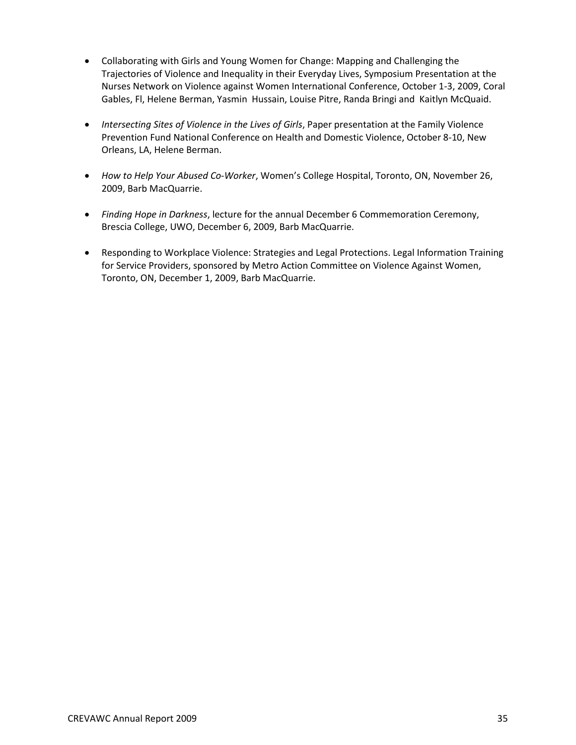- Collaborating with Girls and Young Women for Change: Mapping and Challenging the Trajectories of Violence and Inequality in their Everyday Lives, Symposium Presentation at the Nurses Network on Violence against Women International Conference, October 1-3, 2009, Coral Gables, Fl, Helene Berman, Yasmin Hussain, Louise Pitre, Randa Bringi and Kaitlyn McQuaid.

- *Intersecting Sites of Violence in the Lives of Girls*, Paper presentation at the Family Violence Prevention Fund National Conference on Health and Domestic Violence, October 8-10, New Orleans, LA, Helene Berman.

- *How to Help Your Abused Co-Worker*, Women's College Hospital, Toronto, ON, November 26, 2009, Barb MacQuarrie.

- *Finding Hope in Darkness*, lecture for the annual December 6 Commemoration Ceremony, Brescia College, UWO, December 6, 2009, Barb MacQuarrie.

- Responding to Workplace Violence: Strategies and Legal Protections. Legal Information Training for Service Providers, sponsored by Metro Action Committee on Violence Against Women, Toronto, ON, December 1, 2009, Barb MacQuarrie.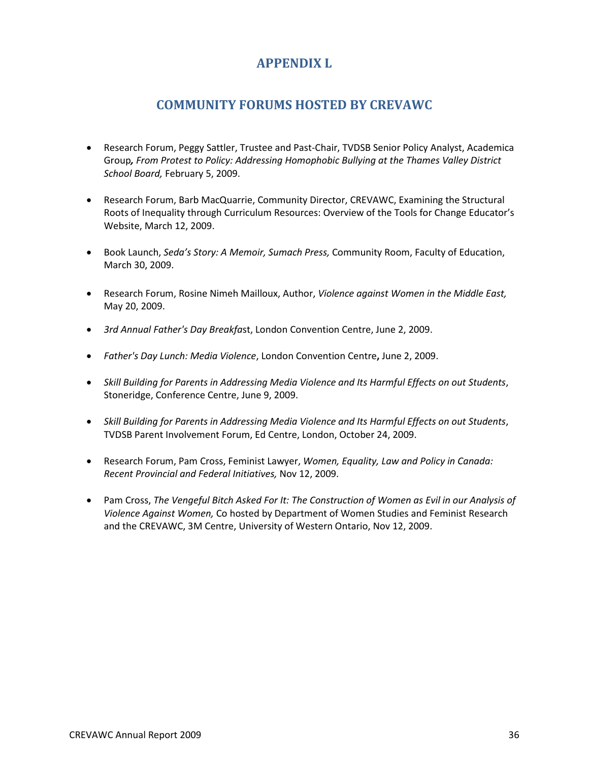# APPENDIX L

## COMMUNITY FORUMS HOSTED BY CREVAWC

- Research Forum, Peggy Sattler, Trustee and Past-Chair, TVDSB Senior Policy Analyst, Academica Group, *From Protest to Policy: Addressing Homophobic Bullying at the Thames Valley District School Board,* February 5, 2009.

- Research Forum, Barb MacQuarrie, Community Director, CREVAWC, Examining the Structural Roots of Inequality through Curriculum Resources: Overview of the Tools for Change Educator's Website, March 12, 2009.

- Book Launch, *Seda's Story: A Memoir, Sumach Press,* Community Room, Faculty of Education, March 30, 2009.

- Research Forum, Rosine Nimeh Mailloux, Author, *Violence against Women in the Middle East,* May 20, 2009.

- *3rd Annual Father's Day Breakfas*t, London Convention Centre, June 2, 2009.

- *Father's Day Lunch: Media Violence*, London Convention Centre**,** June 2, 2009.

- *Skill Building for Parents in Addressing Media Violence and Its Harmful Effects on out Students*, Stoneridge, Conference Centre, June 9, 2009.

- *Skill Building for Parents in Addressing Media Violence and Its Harmful Effects on out Students*, TVDSB Parent Involvement Forum, Ed Centre, London, October 24, 2009.

- Research Forum, Pam Cross, Feminist Lawyer, *Women, Equality, Law and Policy in Canada: Recent Provincial and Federal Initiatives,* Nov 12, 2009.

- Pam Cross, *The Vengeful Bitch Asked For It: The Construction of Women as Evil in our Analysis of Violence Against Women,* Co hosted by Department of Women Studies and Feminist Research and the CREVAWC, 3M Centre, University of Western Ontario, Nov 12, 2009.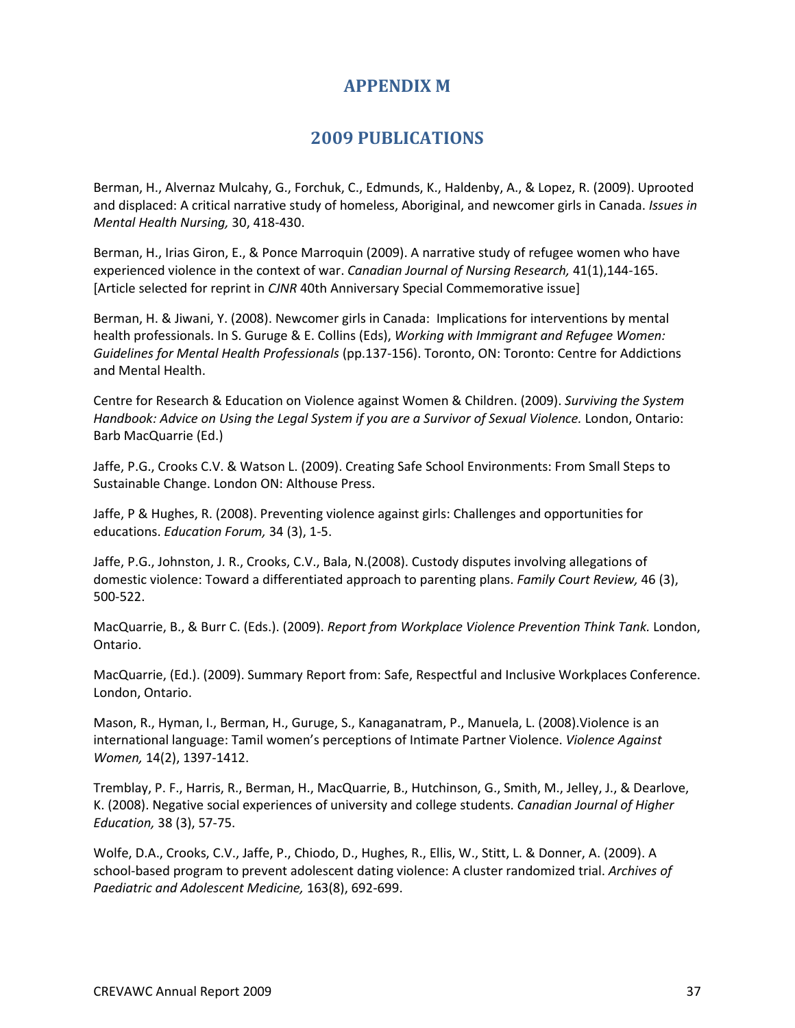# APPENDIX M

## 2009 PUBLICATIONS

Berman, H., Alvernaz Mulcahy, G., Forchuk, C., Edmunds, K., Haldenby, A., & Lopez, R. (2009). Uprooted and displaced: A critical narrative study of homeless, Aboriginal, and newcomer girls in Canada. *Issues in Mental Health Nursing,* 30, 418-430.

Berman, H., Irias Giron, E., & Ponce Marroquin (2009). A narrative study of refugee women who have experienced violence in the context of war. *Canadian Journal of Nursing Research,* 41(1),144-165. [Article selected for reprint in *CJNR* 40th Anniversary Special Commemorative issue]

Berman, H. & Jiwani, Y. (2008). Newcomer girls in Canada: Implications for interventions by mental health professionals. In S. Guruge & E. Collins (Eds), *Working with Immigrant and Refugee Women: Guidelines for Mental Health Professionals* (pp.137-156). Toronto, ON: Toronto: Centre for Addictions and Mental Health.

Centre for Research & Education on Violence against Women & Children. (2009). *Surviving the System Handbook: Advice on Using the Legal System if you are a Survivor of Sexual Violence.* London, Ontario: Barb MacQuarrie (Ed.)

Jaffe, P.G., Crooks C.V. & Watson L. (2009). Creating Safe School Environments: From Small Steps to Sustainable Change. London ON: Althouse Press.

Jaffe, P & Hughes, R. (2008). Preventing violence against girls: Challenges and opportunities for educations. *Education Forum,* 34 (3), 1-5.

Jaffe, P.G., Johnston, J. R., Crooks, C.V., Bala, N.(2008). Custody disputes involving allegations of domestic violence: Toward a differentiated approach to parenting plans. *Family Court Review,* 46 (3), 500-522.

MacQuarrie, B., & Burr C. (Eds.). (2009). *Report from Workplace Violence Prevention Think Tank.* London, Ontario.

MacQuarrie, (Ed.). (2009). Summary Report from: Safe, Respectful and Inclusive Workplaces Conference. London, Ontario.

Mason, R., Hyman, I., Berman, H., Guruge, S., Kanaganatram, P., Manuela, L. (2008).Violence is an international language: Tamil women's perceptions of Intimate Partner Violence. *Violence Against Women,* 14(2), 1397-1412.

Tremblay, P. F., Harris, R., Berman, H., MacQuarrie, B., Hutchinson, G., Smith, M., Jelley, J., & Dearlove, K. (2008). Negative social experiences of university and college students. *Canadian Journal of Higher Education,* 38 (3), 57-75.

Wolfe, D.A., Crooks, C.V., Jaffe, P., Chiodo, D., Hughes, R., Ellis, W., Stitt, L. & Donner, A. (2009). A school-based program to prevent adolescent dating violence: A cluster randomized trial. *Archives of Paediatric and Adolescent Medicine,* 163(8), 692-699.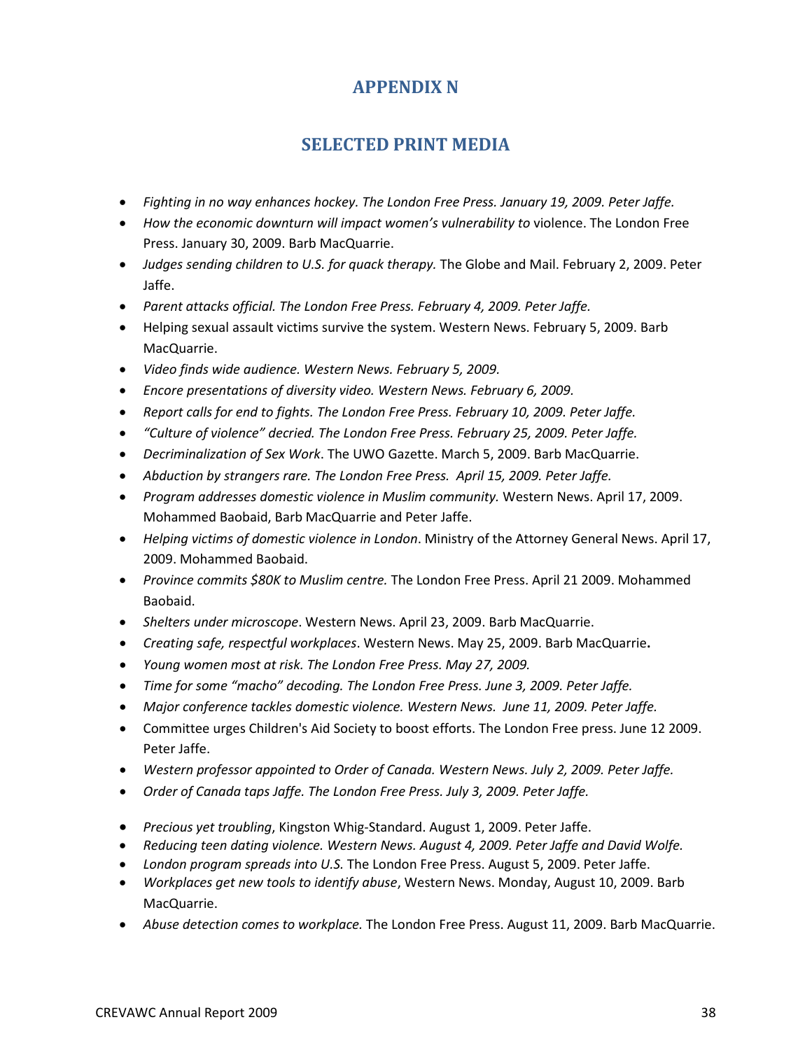# APPENDIX N

## SELECTED PRINT MEDIA

- *Fighting in no way enhances hockey. The London Free Press. January 19, 2009. Peter Jaffe.*
- *How the economic downturn will impact women's vulnerability to* violence. The London Free Press. January 30, 2009. Barb MacQuarrie.
- *Judges sending children to U.S. for quack therapy.* The Globe and Mail. February 2, 2009. Peter Jaffe.
- *Parent attacks official. The London Free Press. February 4, 2009. Peter Jaffe.*
- Helping sexual assault victims survive the system. Western News. February 5, 2009. Barb MacQuarrie.
- *Video finds wide audience. Western News. February 5, 2009.*
- *Encore presentations of diversity video. Western News. February 6, 2009.*
- *Report calls for end to fights. The London Free Press. February 10, 2009. Peter Jaffe.*
- *"Culture of violence" decried. The London Free Press. February 25, 2009. Peter Jaffe.*
- *Decriminalization of Sex Work*. The UWO Gazette. March 5, 2009. Barb MacQuarrie.
- *Abduction by strangers rare. The London Free Press. April 15, 2009. Peter Jaffe.*
- *Program addresses domestic violence in Muslim community.* Western News. April 17, 2009. Mohammed Baobaid, Barb MacQuarrie and Peter Jaffe.
- *Helping victims of domestic violence in London*. Ministry of the Attorney General News. April 17, 2009. Mohammed Baobaid.
- *Province commits $80K to Muslim centre.* The London Free Press. April 21 2009. Mohammed Baobaid.
- *Shelters under microscope*. Western News. April 23, 2009. Barb MacQuarrie.
- *Creating safe, respectful workplaces*. Western News. May 25, 2009. Barb MacQuarrie**.**
- *Young women most at risk. The London Free Press. May 27, 2009.*
- *Time for some "macho" decoding. The London Free Press. June 3, 2009. Peter Jaffe.*
- *Major conference tackles domestic violence. Western News. June 11, 2009. Peter Jaffe.*
- Committee urges Children's Aid Society to boost efforts. The London Free press. June 12 2009. Peter Jaffe.
- *Western professor appointed to Order of Canada. Western News. July 2, 2009. Peter Jaffe.*
- *Order of Canada taps Jaffe. The London Free Press. July 3, 2009. Peter Jaffe.*
- *Precious yet troubling*, Kingston Whig-Standard. August 1, 2009. Peter Jaffe.
- *Reducing teen dating violence. Western News. August 4, 2009. Peter Jaffe and David Wolfe.*
- *London program spreads into U.S.* The London Free Press. August 5, 2009. Peter Jaffe.
- *Workplaces get new tools to identify abuse*, Western News. Monday, August 10, 2009. Barb MacQuarrie.
- *Abuse detection comes to workplace.* The London Free Press. August 11, 2009. Barb MacQuarrie.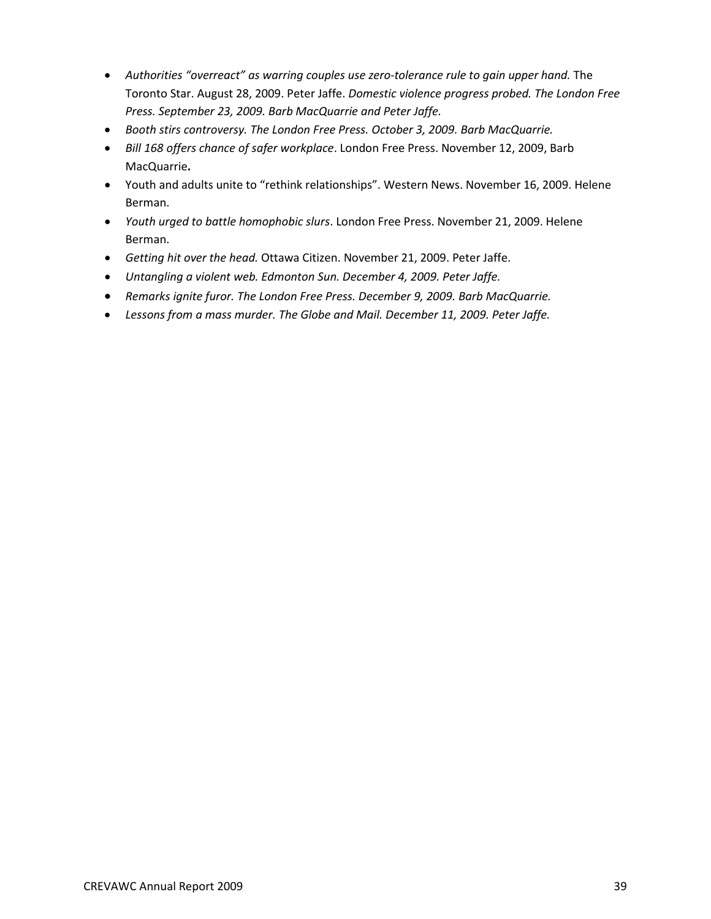- *Authorities "overreact" as warring couples use zero-tolerance rule to gain upper hand.* The Toronto Star. August 28, 2009. Peter Jaffe. *Domestic violence progress probed. The London Free Press. September 23, 2009. Barb MacQuarrie and Peter Jaffe.*
- *Booth stirs controversy. The London Free Press. October 3, 2009. Barb MacQuarrie.*
- *Bill 168 offers chance of safer workplace*. London Free Press. November 12, 2009, Barb MacQuarrie**.**
- Youth and adults unite to "rethink relationships". Western News. November 16, 2009. Helene Berman.
- *Youth urged to battle homophobic slurs*. London Free Press. November 21, 2009. Helene Berman.
- *Getting hit over the head.* Ottawa Citizen. November 21, 2009. Peter Jaffe.
- *Untangling a violent web. Edmonton Sun. December 4, 2009. Peter Jaffe.*
- *Remarks ignite furor. The London Free Press. December 9, 2009. Barb MacQuarrie.*
- *Lessons from a mass murder. The Globe and Mail. December 11, 2009. Peter Jaffe.*